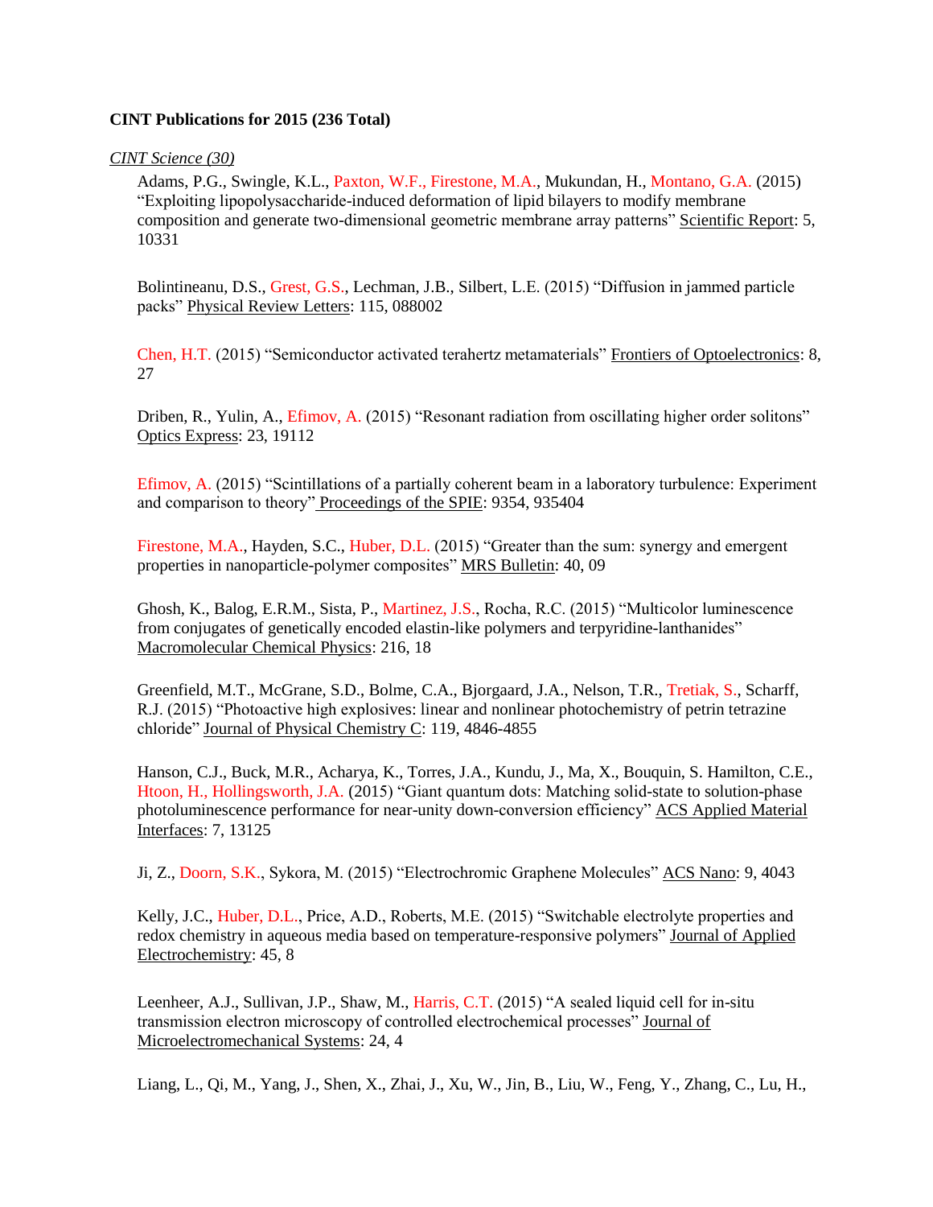**CINT Publications for 2015 (236 Total)**

*CINT Science (30)*

Adams, P.G., Swingle, K.L., Paxton, W.F., Firestone, M.A., Mukundan, H., Montano, G.A. (2015) "Exploiting lipopolysaccharide-induced deformation of lipid bilayers to modify membrane composition and generate two-dimensional geometric membrane array patterns" Scientific Report: 5, 10331

Bolintineanu, D.S., Grest, G.S., Lechman, J.B., Silbert, L.E. (2015) "Diffusion in jammed particle packs" Physical Review Letters: 115, 088002

Chen, H.T. (2015) "Semiconductor activated terahertz metamaterials" Frontiers of Optoelectronics: 8, 27

Driben, R., Yulin, A., Efimov, A. (2015) "Resonant radiation from oscillating higher order solitons" Optics Express: 23, 19112

Efimov, A. (2015) "Scintillations of a partially coherent beam in a laboratory turbulence: Experiment and comparison to theory" Proceedings of the SPIE: 9354, 935404

Firestone, M.A., Hayden, S.C., Huber, D.L. (2015) "Greater than the sum: synergy and emergent properties in nanoparticle-polymer composites" MRS Bulletin: 40, 09

Ghosh, K., Balog, E.R.M., Sista, P., Martinez, J.S., Rocha, R.C. (2015) "Multicolor luminescence from conjugates of genetically encoded elastin-like polymers and terpyridine-lanthanides" Macromolecular Chemical Physics: 216, 18

Greenfield, M.T., McGrane, S.D., Bolme, C.A., Bjorgaard, J.A., Nelson, T.R., Tretiak, S., Scharff, R.J. (2015) "Photoactive high explosives: linear and nonlinear photochemistry of petrin tetrazine chloride" Journal of Physical Chemistry C: 119, 4846-4855

Hanson, C.J., Buck, M.R., Acharya, K., Torres, J.A., Kundu, J., Ma, X., Bouquin, S. Hamilton, C.E., Htoon, H., Hollingsworth, J.A. (2015) "Giant quantum dots: Matching solid-state to solution-phase photoluminescence performance for near-unity down-conversion efficiency" ACS Applied Material Interfaces: 7, 13125

Ji, Z., Doorn, S.K., Sykora, M. (2015) "Electrochromic Graphene Molecules" ACS Nano: 9, 4043

Kelly, J.C., Huber, D.L., Price, A.D., Roberts, M.E. (2015) "Switchable electrolyte properties and redox chemistry in aqueous media based on temperature-responsive polymers" Journal of Applied Electrochemistry: 45, 8

Leenheer, A.J., Sullivan, J.P., Shaw, M., Harris, C.T. (2015) "A sealed liquid cell for in-situ transmission electron microscopy of controlled electrochemical processes" Journal of Microelectromechanical Systems: 24, 4

Liang, L., Qi, M., Yang, J., Shen, X., Zhai, J., Xu, W., Jin, B., Liu, W., Feng, Y., Zhang, C., Lu, H.,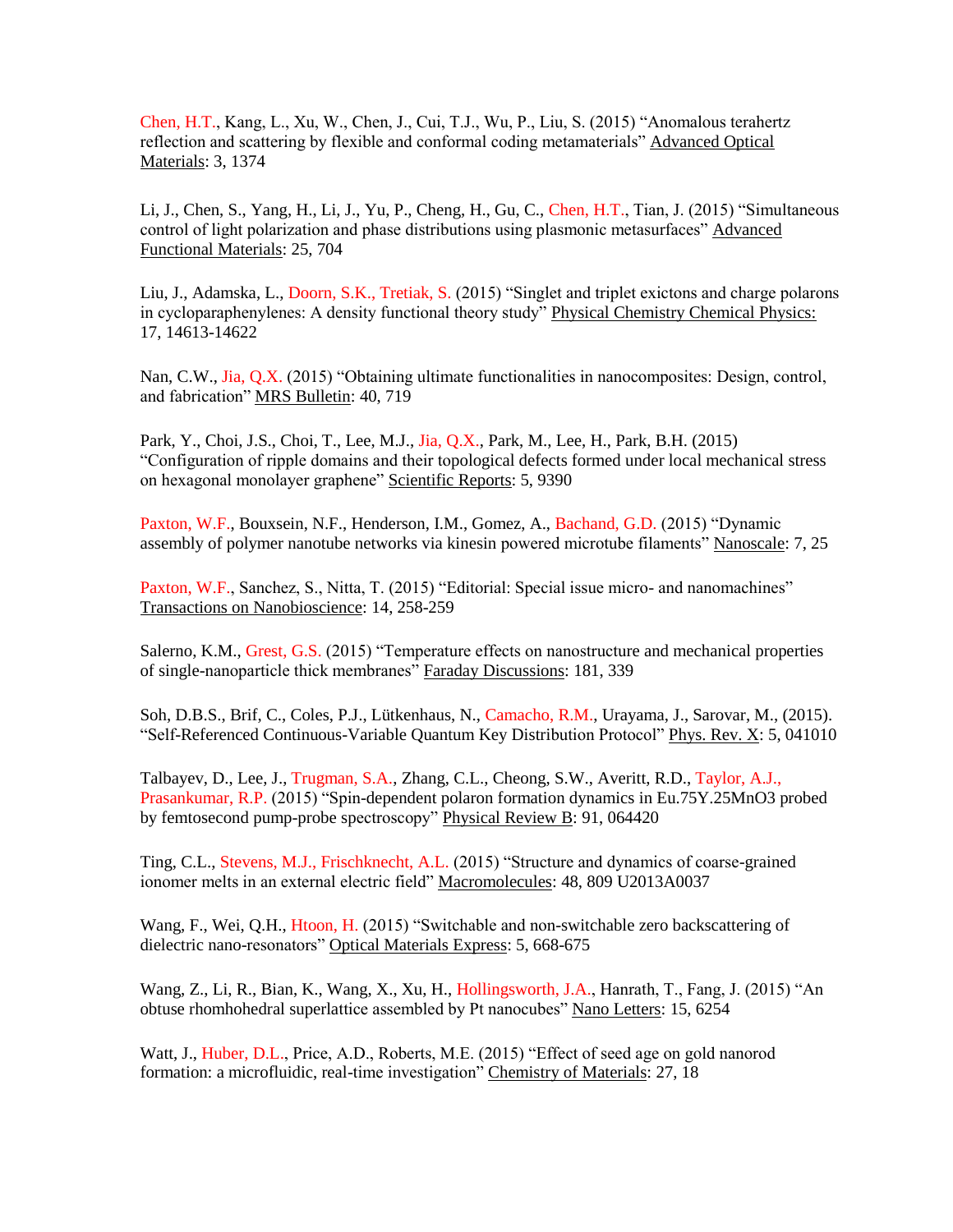Chen, H.T., Kang, L., Xu, W., Chen, J., Cui, T.J., Wu, P., Liu, S. (2015) “Anomalous terahertz reflection and scattering by flexible and conformal coding metamaterials” Advanced Optical Materials: 3, 1374

Li, J., Chen, S., Yang, H., Li, J., Yu, P., Cheng, H., Gu, C., Chen, H.T., Tian, J. (2015) “Simultaneous control of light polarization and phase distributions using plasmonic metasurfaces” Advanced Functional Materials: 25, 704

Liu, J., Adamska, L., Doorn, S.K., Tretiak, S. (2015) “Singlet and triplet exictons and charge polarons in cycloparaphenylenes: A density functional theory study” Physical Chemistry Chemical Physics: 17, 14613-14622

Nan, C.W., Jia, Q.X. (2015) “Obtaining ultimate functionalities in nanocomposites: Design, control, and fabrication” MRS Bulletin: 40, 719

Park, Y., Choi, J.S., Choi, T., Lee, M.J., Jia, Q.X., Park, M., Lee, H., Park, B.H. (2015) “Configuration of ripple domains and their topological defects formed under local mechanical stress on hexagonal monolayer graphene” Scientific Reports: 5, 9390

Paxton, W.F., Bouxsein, N.F., Henderson, I.M., Gomez, A., Bachand, G.D. (2015) “Dynamic assembly of polymer nanotube networks via kinesin powered microtube filaments” Nanoscale: 7, 25

Paxton, W.F., Sanchez, S., Nitta, T. (2015) “Editorial: Special issue micro- and nanomachines” Transactions on Nanobioscience: 14, 258-259

Salerno, K.M., Grest, G.S. (2015) “Temperature effects on nanostructure and mechanical properties of single-nanoparticle thick membranes” Faraday Discussions: 181, 339

Soh, D.B.S., Brif, C., Coles, P.J., Lütkenhaus, N., Camacho, R.M., Urayama, J., Sarovar, M., (2015). “Self-Referenced Continuous-Variable Quantum Key Distribution Protocol” Phys. Rev. X: 5, 041010

Talbayev, D., Lee, J., Trugman, S.A., Zhang, C.L., Cheong, S.W., Averitt, R.D., Taylor, A.J., Prasankumar, R.P. (2015) “Spin-dependent polaron formation dynamics in Eu.75Y.25MnO3 probed by femtosecond pump-probe spectroscopy” Physical Review B: 91, 064420

Ting, C.L., Stevens, M.J., Frischknecht, A.L. (2015) “Structure and dynamics of coarse-grained ionomer melts in an external electric field” Macromolecules: 48, 809 U2013A0037

Wang, F., Wei, Q.H., Htoon, H. (2015) “Switchable and non-switchable zero backscattering of dielectric nano-resonators” Optical Materials Express: 5, 668-675

Wang, Z., Li, R., Bian, K., Wang, X., Xu, H., Hollingsworth, J.A., Hanrath, T., Fang, J. (2015) “An obtuse rhomhohedral superlattice assembled by Pt nanocubes” Nano Letters: 15, 6254

Watt, J., Huber, D.L., Price, A.D., Roberts, M.E. (2015) “Effect of seed age on gold nanorod formation: a microfluidic, real-time investigation” Chemistry of Materials: 27, 18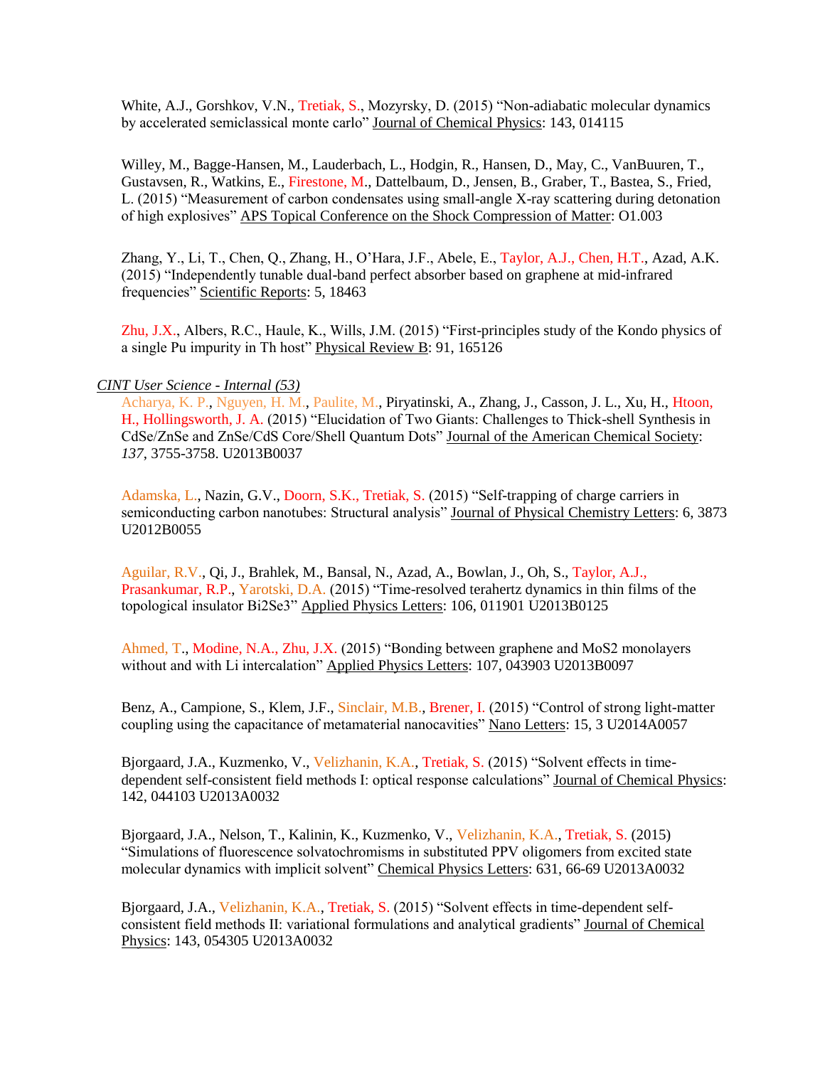White, A.J., Gorshkov, V.N., Tretiak, S., Mozyrsky, D. (2015) "Non-adiabatic molecular dynamics by accelerated semiclassical monte carlo" Journal of Chemical Physics: 143, 014115

Willey, M., Bagge-Hansen, M., Lauderbach, L., Hodgin, R., Hansen, D., May, C., VanBuuren, T., Gustavsen, R., Watkins, E., Firestone, M., Dattelbaum, D., Jensen, B., Graber, T., Bastea, S., Fried, L. (2015) "Measurement of carbon condensates using small-angle X-ray scattering during detonation of high explosives" APS Topical Conference on the Shock Compression of Matter: O1.003

Zhang, Y., Li, T., Chen, Q., Zhang, H., O'Hara, J.F., Abele, E., Taylor, A.J., Chen, H.T., Azad, A.K. (2015) "Independently tunable dual-band perfect absorber based on graphene at mid-infrared frequencies" Scientific Reports: 5, 18463

Zhu, J.X., Albers, R.C., Haule, K., Wills, J.M. (2015) "First-principles study of the Kondo physics of a single Pu impurity in Th host" Physical Review B: 91, 165126

*CINT User Science - Internal (53)*

Acharya, K. P., Nguyen, H. M., Paulite, M., Piryatinski, A., Zhang, J., Casson, J. L., Xu, H., Htoon, H., Hollingsworth, J. A. (2015) "Elucidation of Two Giants: Challenges to Thick-shell Synthesis in CdSe/ZnSe and ZnSe/CdS Core/Shell Quantum Dots" Journal of the American Chemical Society: *137*, 3755-3758. U2013B0037

Adamska, L., Nazin, G.V., Doorn, S.K., Tretiak, S. (2015) "Self-trapping of charge carriers in semiconducting carbon nanotubes: Structural analysis" Journal of Physical Chemistry Letters: 6, 3873 U2012B0055

Aguilar, R.V., Qi, J., Brahlek, M., Bansal, N., Azad, A., Bowlan, J., Oh, S., Taylor, A.J., Prasankumar, R.P., Yarotski, D.A. (2015) "Time-resolved terahertz dynamics in thin films of the topological insulator $Bi_2Se_3$" Applied Physics Letters: 106, 011901 U2013B0125

Ahmed, T., Modine, N.A., Zhu, J.X. (2015) "Bonding between graphene and $MoS_2$ monolayers without and with Li intercalation" Applied Physics Letters: 107, 043903 U2013B0097

Benz, A., Campione, S., Klem, J.F., Sinclair, M.B., Brener, I. (2015) "Control of strong light-matter coupling using the capacitance of metamaterial nanocavities" Nano Letters: 15, 3 U2014A0057

Bjorgaard, J.A., Kuzmenko, V., Velizhanin, K.A., Tretiak, S. (2015) "Solvent effects in time-dependent self-consistent field methods I: optical response calculations" Journal of Chemical Physics: 142, 044103 U2013A0032

Bjorgaard, J.A., Nelson, T., Kalinin, K., Kuzmenko, V., Velizhanin, K.A., Tretiak, S. (2015) "Simulations of fluorescence solvatochromisms in substituted PPV oligomers from excited state molecular dynamics with implicit solvent" Chemical Physics Letters: 631, 66-69 U2013A0032

Bjorgaard, J.A., Velizhanin, K.A., Tretiak, S. (2015) "Solvent effects in time-dependent self-consistent field methods II: variational formulations and analytical gradients" Journal of Chemical Physics: 143, 054305 U2013A0032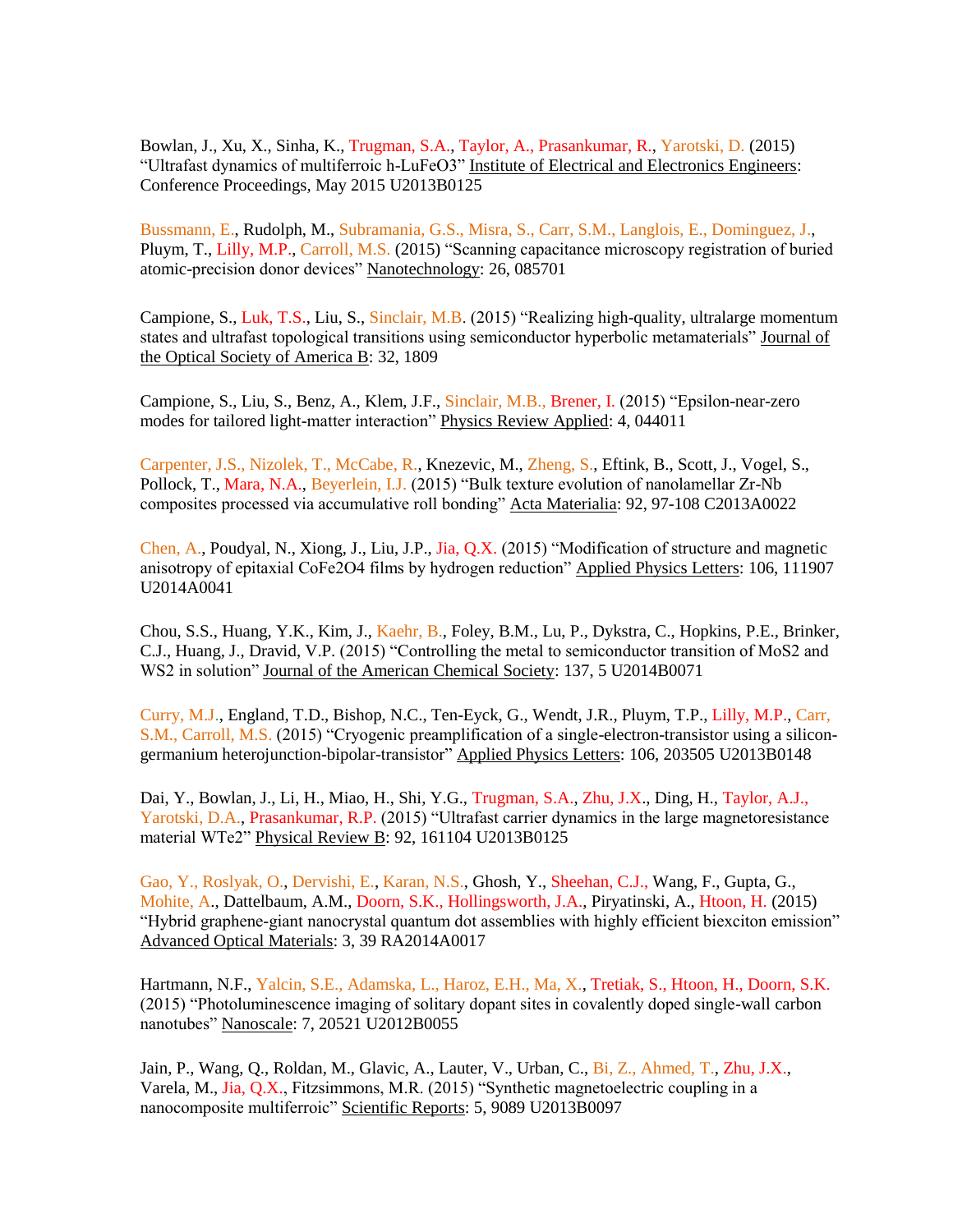Bowlan, J., Xu, X., Sinha, K., Trugman, S.A., Taylor, A., Prasankumar, R., Yarotski, D. (2015) "Ultrafast dynamics of multiferroic h-LuFeO3" Institute of Electrical and Electronics Engineers: Conference Proceedings, May 2015 U2013B0125

Bussmann, E., Rudolph, M., Subramania, G.S., Misra, S., Carr, S.M., Langlois, E., Dominguez, J., Pluym, T., Lilly, M.P., Carroll, M.S. (2015) "Scanning capacitance microscopy registration of buried atomic-precision donor devices" Nanotechnology: 26, 085701

Campione, S., Luk, T.S., Liu, S., Sinclair, M.B. (2015) "Realizing high-quality, ultralarge momentum states and ultrafast topological transitions using semiconductor hyperbolic metamaterials" Journal of the Optical Society of America B: 32, 1809

Campione, S., Liu, S., Benz, A., Klem, J.F., Sinclair, M.B., Brener, I. (2015) "Epsilon-near-zero modes for tailored light-matter interaction" Physics Review Applied: 4, 044011

Carpenter, J.S., Nizolek, T., McCabe, R., Knezevic, M., Zheng, S., Eftink, B., Scott, J., Vogel, S., Pollock, T., Mara, N.A., Beyerlein, I.J. (2015) "Bulk texture evolution of nanolamellar Zr-Nb composites processed via accumulative roll bonding" Acta Materialia: 92, 97-108 C2013A0022

Chen, A., Poudyal, N., Xiong, J., Liu, J.P., Jia, Q.X. (2015) "Modification of structure and magnetic anisotropy of epitaxial $CoFe_2O_4$ films by hydrogen reduction" Applied Physics Letters: 106, 111907 U2014A0041

Chou, S.S., Huang, Y.K., Kim, J., Kaehr, B., Foley, B.M., Lu, P., Dykstra, C., Hopkins, P.E., Brinker, C.J., Huang, J., Dravid, V.P. (2015) "Controlling the metal to semiconductor transition of $MoS_2$ and $WS_2$ in solution" Journal of the American Chemical Society: 137, 5 U2014B0071

Curry, M.J., England, T.D., Bishop, N.C., Ten-Eyck, G., Wendt, J.R., Pluym, T.P., Lilly, M.P., Carr, S.M., Carroll, M.S. (2015) "Cryogenic preamplification of a single-electron-transistor using a silicon-germanium heterojunction-bipolar-transistor" Applied Physics Letters: 106, 203505 U2013B0148

Dai, Y., Bowlan, J., Li, H., Miao, H., Shi, Y.G., Trugman, S.A., Zhu, J.X., Ding, H., Taylor, A.J., Yarotski, D.A., Prasankumar, R.P. (2015) "Ultrafast carrier dynamics in the large magnetoresistance material $WTe_2$" Physical Review B: 92, 161104 U2013B0125

Gao, Y., Roslyak, O., Dervishi, E., Karan, N.S., Ghosh, Y., Sheehan, C.J., Wang, F., Gupta, G., Mohite, A., Dattelbaum, A.M., Doorn, S.K., Hollingsworth, J.A., Piryatinski, A., Htoon, H. (2015) "Hybrid graphene-giant nanocrystal quantum dot assemblies with highly efficient biexciton emission" Advanced Optical Materials: 3, 39 RA2014A0017

Hartmann, N.F., Yalcin, S.E., Adamska, L., Haroz, E.H., Ma, X., Tretiak, S., Htoon, H., Doorn, S.K. (2015) "Photoluminescence imaging of solitary dopant sites in covalently doped single-wall carbon nanotubes" Nanoscale: 7, 20521 U2012B0055

Jain, P., Wang, Q., Roldan, M., Glavic, A., Lauter, V., Urban, C., Bi, Z., Ahmed, T., Zhu, J.X., Varela, M., Jia, Q.X., Fitzsimmons, M.R. (2015) "Synthetic magnetoelectric coupling in a nanocomposite multiferroic" Scientific Reports: 5, 9089 U2013B0097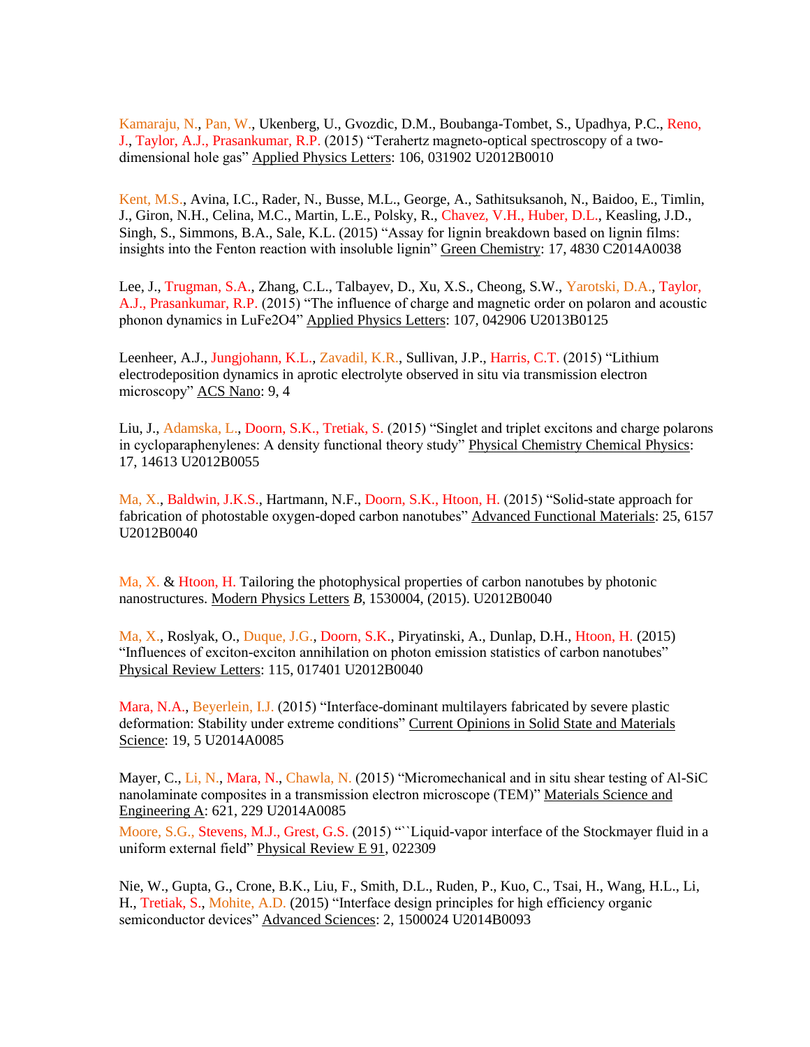Kamaraju, N., Pan, W., Ukenberg, U., Gvozdic, D.M., Boubanga-Tombet, S., Upadhya, P.C., Reno, J., Taylor, A.J., Prasankumar, R.P. (2015) "Terahertz magneto-optical spectroscopy of a two-dimensional hole gas" Applied Physics Letters: 106, 031902 U2012B0010

Kent, M.S., Avina, I.C., Rader, N., Busse, M.L., George, A., Sathitsuksanoh, N., Baidoo, E., Timlin, J., Giron, N.H., Celina, M.C., Martin, L.E., Polsky, R., Chavez, V.H., Huber, D.L., Keasling, J.D., Singh, S., Simmons, B.A., Sale, K.L. (2015) "Assay for lignin breakdown based on lignin films: insights into the Fenton reaction with insoluble lignin" Green Chemistry: 17, 4830 C2014A0038

Lee, J., Trugman, S.A., Zhang, C.L., Talbayev, D., Xu, X.S., Cheong, S.W., Yarotski, D.A., Taylor, A.J., Prasankumar, R.P. (2015) "The influence of charge and magnetic order on polaron and acoustic phonon dynamics in $LuFe_2O_4$" Applied Physics Letters: 107, 042906 U2013B0125

Leenheer, A.J., Jungjohann, K.L., Zavadil, K.R., Sullivan, J.P., Harris, C.T. (2015) "Lithium electrodeposition dynamics in aprotic electrolyte observed in situ via transmission electron microscopy" ACS Nano: 9, 4

Liu, J., Adamska, L., Doorn, S.K., Tretiak, S. (2015) "Singlet and triplet excitons and charge polarons in cycloparaphenylenes: A density functional theory study" Physical Chemistry Chemical Physics: 17, 14613 U2012B0055

Ma, X., Baldwin, J.K.S., Hartmann, N.F., Doorn, S.K., Htoon, H. (2015) "Solid-state approach for fabrication of photostable oxygen-doped carbon nanotubes" Advanced Functional Materials: 25, 6157 U2012B0040

Ma, X. & Htoon, H. Tailoring the photophysical properties of carbon nanotubes by photonic nanostructures. Modern Physics Letters *B*, 1530004, (2015). U2012B0040

Ma, X., Roslyak, O., Duque, J.G., Doorn, S.K., Piryatinski, A., Dunlap, D.H., Htoon, H. (2015) "Influences of exciton-exciton annihilation on photon emission statistics of carbon nanotubes" Physical Review Letters: 115, 017401 U2012B0040

Mara, N.A., Beyerlein, I.J. (2015) "Interface-dominant multilayers fabricated by severe plastic deformation: Stability under extreme conditions" Current Opinions in Solid State and Materials Science: 19, 5 U2014A0085

Mayer, C., Li, N., Mara, N., Chawla, N. (2015) "Micromechanical and in situ shear testing of Al-SiC nanolaminate composites in a transmission electron microscope (TEM)" Materials Science and Engineering A: 621, 229 U2014A0085

Moore, S.G., Stevens, M.J., Grest, G.S. (2015) "``Liquid-vapor interface of the Stockmayer fluid in a uniform external field" Physical Review E 91, 022309

Nie, W., Gupta, G., Crone, B.K., Liu, F., Smith, D.L., Ruden, P., Kuo, C., Tsai, H., Wang, H.L., Li, H., Tretiak, S., Mohite, A.D. (2015) "Interface design principles for high efficiency organic semiconductor devices" Advanced Sciences: 2, 1500024 U2014B0093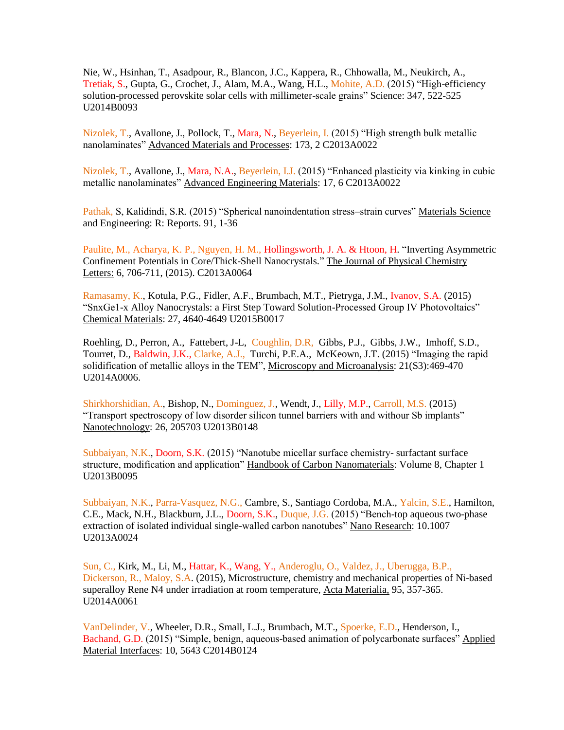Nie, W., Hsinhan, T., Asadpour, R., Blancon, J.C., Kappera, R., Chhowalla, M., Neukirch, A., Tretiak, S., Gupta, G., Crochet, J., Alam, M.A., Wang, H.L., Mohite, A.D. (2015) "High-efficiency solution-processed perovskite solar cells with millimeter-scale grains" Science: 347, 522-525 U2014B0093

Nizolek, T., Avallone, J., Pollock, T., Mara, N., Beyerlein, I. (2015) "High strength bulk metallic nanolaminates" Advanced Materials and Processes: 173, 2 C2013A0022

Nizolek, T., Avallone, J., Mara, N.A., Beyerlein, I.J. (2015) "Enhanced plasticity via kinking in cubic metallic nanolaminates" Advanced Engineering Materials: 17, 6 C2013A0022

Pathak, S, Kalidindi, S.R. (2015) "Spherical nanoindentation stress–strain curves" Materials Science and Engineering: R: Reports. 91, 1-36

Paulite, M., Acharya, K. P., Nguyen, H. M., Hollingsworth, J. A. & Htoon, H. "Inverting Asymmetric Confinement Potentials in Core/Thick-Shell Nanocrystals." The Journal of Physical Chemistry Letters: 6, 706-711, (2015). C2013A0064

Ramasamy, K., Kotula, P.G., Fidler, A.F., Brumbach, M.T., Pietryga, J.M., Ivanov, S.A. (2015) "SnxGe1-x Alloy Nanocrystals: a First Step Toward Solution-Processed Group IV Photovoltaics" Chemical Materials: 27, 4640-4649 U2015B0017

Roehling, D., Perron, A., Fattebert, J-L, Coughlin, D.R, Gibbs, P.J., Gibbs, J.W., Imhoff, S.D., Tourret, D., Baldwin, J.K., Clarke, A.J., Turchi, P.E.A., McKeown, J.T. (2015) "Imaging the rapid solidification of metallic alloys in the TEM", Microscopy and Microanalysis: 21(S3):469-470 U2014A0006.

Shirkhorshidian, A., Bishop, N., Dominguez, J., Wendt, J., Lilly, M.P., Carroll, M.S. (2015) "Transport spectroscopy of low disorder silicon tunnel barriers with and withour Sb implants" Nanotechnology: 26, 205703 U2013B0148

Subbaiyan, N.K., Doorn, S.K. (2015) "Nanotube micellar surface chemistry- surfactant surface structure, modification and application" Handbook of Carbon Nanomaterials: Volume 8, Chapter 1 U2013B0095

Subbaiyan, N.K., Parra-Vasquez, N.G., Cambre, S., Santiago Cordoba, M.A., Yalcin, S.E., Hamilton, C.E., Mack, N.H., Blackburn, J.L., Doorn, S.K., Duque, J.G. (2015) "Bench-top aqueous two-phase extraction of isolated individual single-walled carbon nanotubes" Nano Research: 10.1007 U2013A0024

Sun, C., Kirk, M., Li, M., Hattar, K., Wang, Y., Anderoglu, O., Valdez, J., Uberugga, B.P., Dickerson, R., Maloy, S.A. (2015), Microstructure, chemistry and mechanical properties of Ni-based superalloy Rene N4 under irradiation at room temperature, Acta Materialia, 95, 357-365. U2014A0061

VanDelinder, V., Wheeler, D.R., Small, L.J., Brumbach, M.T., Spoerke, E.D., Henderson, I., Bachand, G.D. (2015) "Simple, benign, aqueous-based animation of polycarbonate surfaces" Applied Material Interfaces: 10, 5643 C2014B0124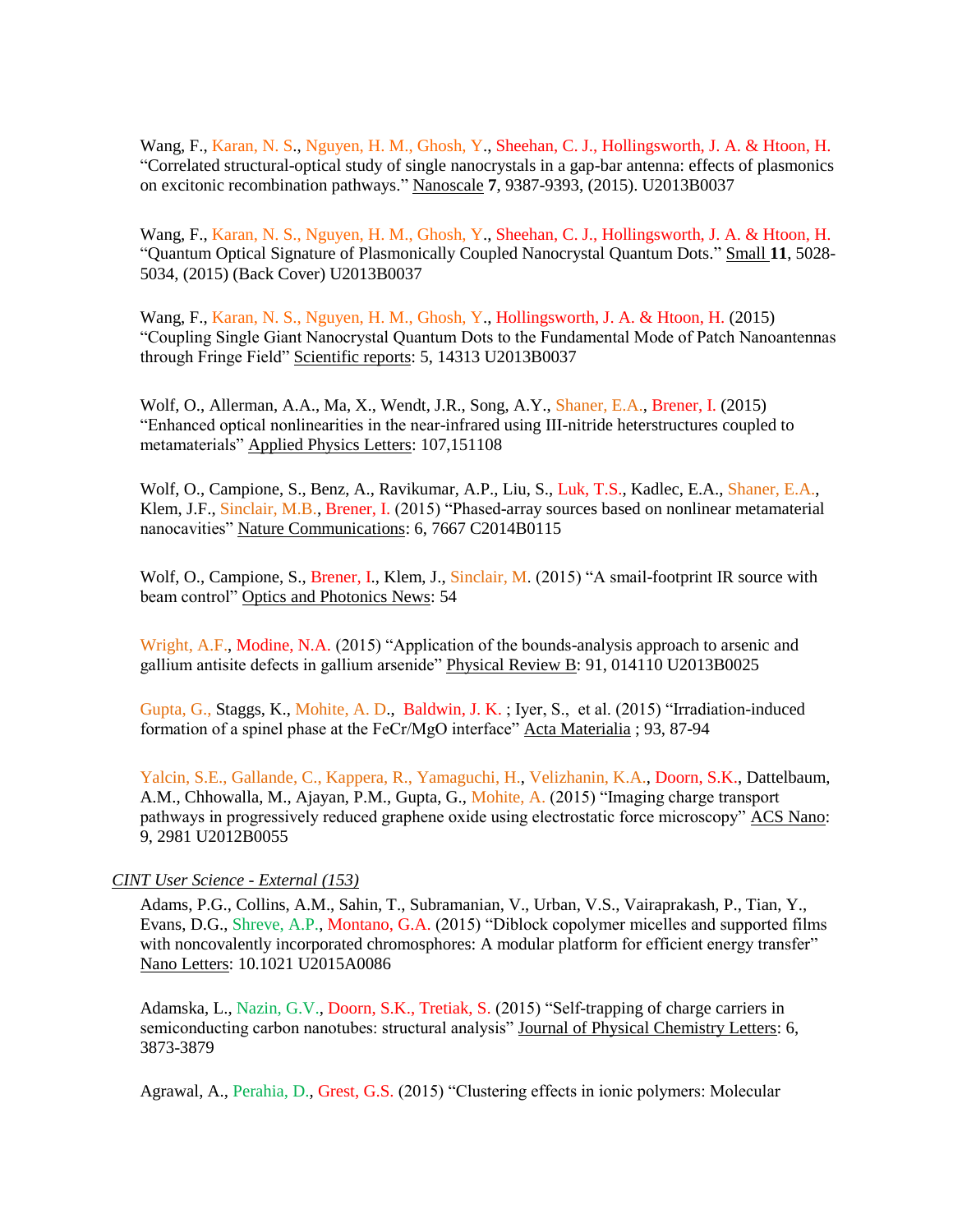Wang, F., Karan, N. S., Nguyen, H. M., Ghosh, Y., Sheehan, C. J., Hollingsworth, J. A. & Htoon, H. "Correlated structural-optical study of single nanocrystals in a gap-bar antenna: effects of plasmonics on excitonic recombination pathways." Nanoscale **7**, 9387-9393, (2015). U2013B0037

Wang, F., Karan, N. S., Nguyen, H. M., Ghosh, Y., Sheehan, C. J., Hollingsworth, J. A. & Htoon, H. "Quantum Optical Signature of Plasmonically Coupled Nanocrystal Quantum Dots." Small **11**, 5028-5034, (2015) (Back Cover) U2013B0037

Wang, F., Karan, N. S., Nguyen, H. M., Ghosh, Y., Hollingsworth, J. A. & Htoon, H. (2015) "Coupling Single Giant Nanocrystal Quantum Dots to the Fundamental Mode of Patch Nanoantennas through Fringe Field" Scientific reports: 5, 14313 U2013B0037

Wolf, O., Allerman, A.A., Ma, X., Wendt, J.R., Song, A.Y., Shaner, E.A., Brener, I. (2015) "Enhanced optical nonlinearities in the near-infrared using III-nitride heterstructures coupled to metamaterials" Applied Physics Letters: 107,151108

Wolf, O., Campione, S., Benz, A., Ravikumar, A.P., Liu, S., Luk, T.S., Kadlec, E.A., Shaner, E.A., Klem, J.F., Sinclair, M.B., Brener, I. (2015) "Phased-array sources based on nonlinear metamaterial nanocavities" Nature Communications: 6, 7667 C2014B0115

Wolf, O., Campione, S., Brener, I., Klem, J., Sinclair, M. (2015) "A smail-footprint IR source with beam control" Optics and Photonics News: 54

Wright, A.F., Modine, N.A. (2015) "Application of the bounds-analysis approach to arsenic and gallium antisite defects in gallium arsenide" Physical Review B: 91, 014110 U2013B0025

Gupta, G., Staggs, K., Mohite, A. D., Baldwin, J. K. ; Iyer, S., et al. (2015) "Irradiation-induced formation of a spinel phase at the FeCr/MgO interface" Acta Materialia ; 93, 87-94

Yalcin, S.E., Gallande, C., Kappera, R., Yamaguchi, H., Velizhanin, K.A., Doorn, S.K., Dattelbaum, A.M., Chhowalla, M., Ajayan, P.M., Gupta, G., Mohite, A. (2015) "Imaging charge transport pathways in progressively reduced graphene oxide using electrostatic force microscopy" ACS Nano: 9, 2981 U2012B0055

*CINT User Science - External (153)*

Adams, P.G., Collins, A.M., Sahin, T., Subramanian, V., Urban, V.S., Vairaprakash, P., Tian, Y., Evans, D.G., Shreve, A.P., Montano, G.A. (2015) "Diblock copolymer micelles and supported films with noncovalently incorporated chromosphores: A modular platform for efficient energy transfer" Nano Letters: 10.1021 U2015A0086

Adamska, L., Nazin, G.V., Doorn, S.K., Tretiak, S. (2015) "Self-trapping of charge carriers in semiconducting carbon nanotubes: structural analysis" Journal of Physical Chemistry Letters: 6, 3873-3879

Agrawal, A., Perahia, D., Grest, G.S. (2015) "Clustering effects in ionic polymers: Molecular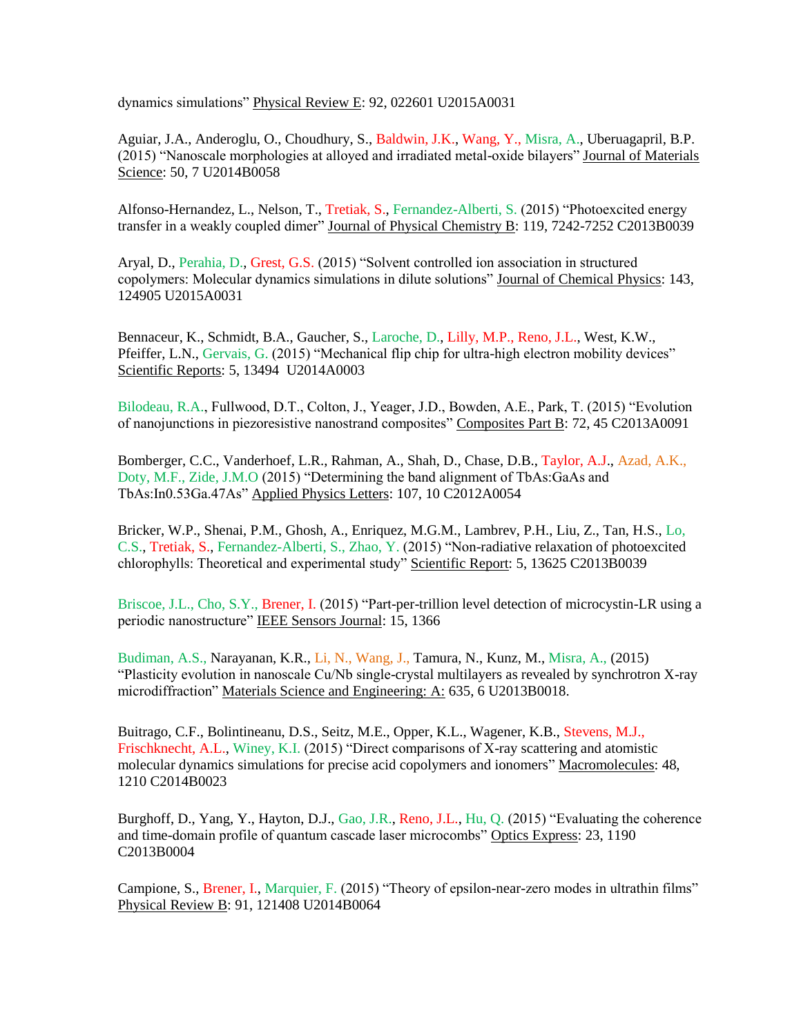dynamics simulations" Physical Review E: 92, 022601 U2015A0031

Aguiar, J.A., Anderoglu, O., Choudhury, S., Baldwin, J.K., Wang, Y., Misra, A., Uberuagapril, B.P. (2015) "Nanoscale morphologies at alloyed and irradiated metal-oxide bilayers" Journal of Materials Science: 50, 7 U2014B0058

Alfonso-Hernandez, L., Nelson, T., Tretiak, S., Fernandez-Alberti, S. (2015) "Photoexcited energy transfer in a weakly coupled dimer" Journal of Physical Chemistry B: 119, 7242-7252 C2013B0039

Aryal, D., Perahia, D., Grest, G.S. (2015) "Solvent controlled ion association in structured copolymers: Molecular dynamics simulations in dilute solutions" Journal of Chemical Physics: 143, 124905 U2015A0031

Bennaceur, K., Schmidt, B.A., Gaucher, S., Laroche, D., Lilly, M.P., Reno, J.L., West, K.W., Pfeiffer, L.N., Gervais, G. (2015) "Mechanical flip chip for ultra-high electron mobility devices" Scientific Reports: 5, 13494 U2014A0003

Bilodeau, R.A., Fullwood, D.T., Colton, J., Yeager, J.D., Bowden, A.E., Park, T. (2015) "Evolution of nanojunctions in piezoresistive nanostrand composites" Composites Part B: 72, 45 C2013A0091

Bomberger, C.C., Vanderhoef, L.R., Rahman, A., Shah, D., Chase, D.B., Taylor, A.J., Azad, A.K., Doty, M.F., Zide, J.M.O (2015) "Determining the band alignment of TbAs:GaAs and TbAs:In0.53Ga.47As" Applied Physics Letters: 107, 10 C2012A0054

Bricker, W.P., Shenai, P.M., Ghosh, A., Enriquez, M.G.M., Lambrev, P.H., Liu, Z., Tan, H.S., Lo, C.S., Tretiak, S., Fernandez-Alberti, S., Zhao, Y. (2015) "Non-radiative relaxation of photoexcited chlorophylls: Theoretical and experimental study" Scientific Report: 5, 13625 C2013B0039

Briscoe, J.L., Cho, S.Y., Brener, I. (2015) "Part-per-trillion level detection of microcystin-LR using a periodic nanostructure" IEEE Sensors Journal: 15, 1366

Budiman, A.S., Narayanan, K.R., Li, N., Wang, J., Tamura, N., Kunz, M., Misra, A., (2015) "Plasticity evolution in nanoscale Cu/Nb single-crystal multilayers as revealed by synchrotron X-ray microdiffraction" Materials Science and Engineering: A: 635, 6 U2013B0018.

Buitrago, C.F., Bolintineanu, D.S., Seitz, M.E., Opper, K.L., Wagener, K.B., Stevens, M.J., Frischknecht, A.L., Winey, K.I. (2015) "Direct comparisons of X-ray scattering and atomistic molecular dynamics simulations for precise acid copolymers and ionomers" Macromolecules: 48, 1210 C2014B0023

Burghoff, D., Yang, Y., Hayton, D.J., Gao, J.R., Reno, J.L., Hu, Q. (2015) "Evaluating the coherence and time-domain profile of quantum cascade laser microcombs" Optics Express: 23, 1190 C2013B0004

Campione, S., Brener, I., Marquier, F. (2015) "Theory of epsilon-near-zero modes in ultrathin films" Physical Review B: 91, 121408 U2014B0064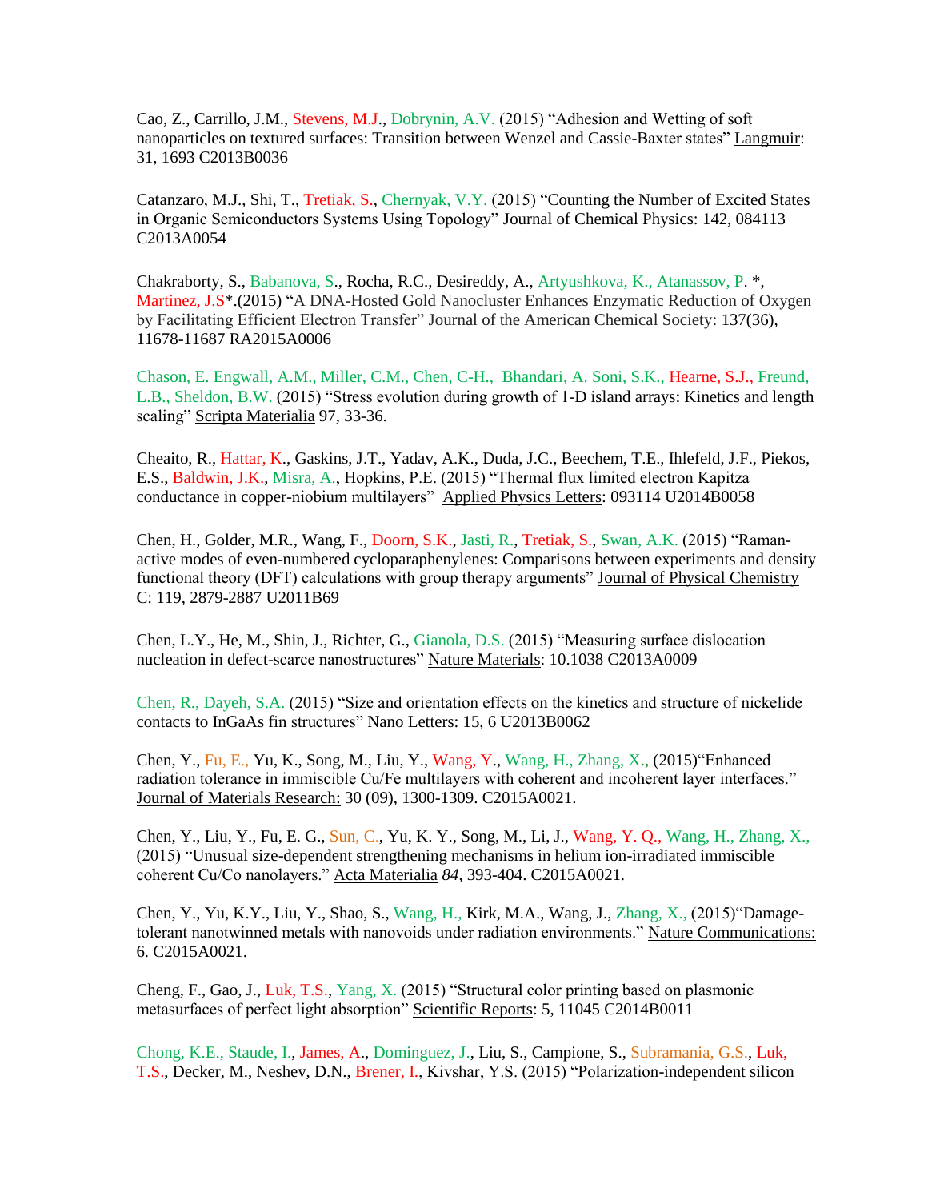Cao, Z., Carrillo, J.M., Stevens, M.J., Dobrynin, A.V. (2015) "Adhesion and Wetting of soft nanoparticles on textured surfaces: Transition between Wenzel and Cassie-Baxter states" Langmuir: 31, 1693 C2013B0036

Catanzaro, M.J., Shi, T., Tretiak, S., Chernyak, V.Y. (2015) "Counting the Number of Excited States in Organic Semiconductors Systems Using Topology" Journal of Chemical Physics: 142, 084113 C2013A0054

Chakraborty, S., Babanova, S., Rocha, R.C., Desireddy, A., Artyushkova, K., Atanassov, P. *, Martinez, J.S*.(2015) "A DNA-Hosted Gold Nanocluster Enhances Enzymatic Reduction of Oxygen by Facilitating Efficient Electron Transfer" Journal of the American Chemical Society: 137(36), 11678-11687 RA2015A0006

Chason, E. Engwall, A.M., Miller, C.M., Chen, C-H., Bhandari, A. Soni, S.K., Hearne, S.J., Freund, L.B., Sheldon, B.W. (2015) "Stress evolution during growth of 1-D island arrays: Kinetics and length scaling" Scripta Materialia 97, 33-36.

Cheaito, R., Hattar, K., Gaskins, J.T., Yadav, A.K., Duda, J.C., Beechem, T.E., Ihlefeld, J.F., Piekos, E.S., Baldwin, J.K., Misra, A., Hopkins, P.E. (2015) "Thermal flux limited electron Kapitza conductance in copper-niobium multilayers" Applied Physics Letters: 093114 U2014B0058

Chen, H., Golder, M.R., Wang, F., Doorn, S.K., Jasti, R., Tretiak, S., Swan, A.K. (2015) "Raman-active modes of even-numbered cycloparaphenylenes: Comparisons between experiments and density functional theory (DFT) calculations with group therapy arguments" Journal of Physical Chemistry C: 119, 2879-2887 U2011B69

Chen, L.Y., He, M., Shin, J., Richter, G., Gianola, D.S. (2015) "Measuring surface dislocation nucleation in defect-scarce nanostructures" Nature Materials: 10.1038 C2013A0009

Chen, R., Dayeh, S.A. (2015) "Size and orientation effects on the kinetics and structure of nickelide contacts to InGaAs fin structures" Nano Letters: 15, 6 U2013B0062

Chen, Y., Fu, E., Yu, K., Song, M., Liu, Y., Wang, Y., Wang, H., Zhang, X., (2015)"Enhanced radiation tolerance in immiscible Cu/Fe multilayers with coherent and incoherent layer interfaces." Journal of Materials Research: 30 (09), 1300-1309. C2015A0021.

Chen, Y., Liu, Y., Fu, E. G., Sun, C., Yu, K. Y., Song, M., Li, J., Wang, Y. Q., Wang, H., Zhang, X., (2015) "Unusual size-dependent strengthening mechanisms in helium ion-irradiated immiscible coherent Cu/Co nanolayers." Acta Materialia *84*, 393-404. C2015A0021.

Chen, Y., Yu, K.Y., Liu, Y., Shao, S., Wang, H., Kirk, M.A., Wang, J., Zhang, X., (2015)"Damage-tolerant nanotwinned metals with nanovoids under radiation environments." Nature Communications: 6. C2015A0021.

Cheng, F., Gao, J., Luk, T.S., Yang, X. (2015) "Structural color printing based on plasmonic metasurfaces of perfect light absorption" Scientific Reports: 5, 11045 C2014B0011

Chong, K.E., Staude, I., James, A., Dominguez, J., Liu, S., Campione, S., Subramania, G.S., Luk, T.S., Decker, M., Neshev, D.N., Brener, I., Kivshar, Y.S. (2015) "Polarization-independent silicon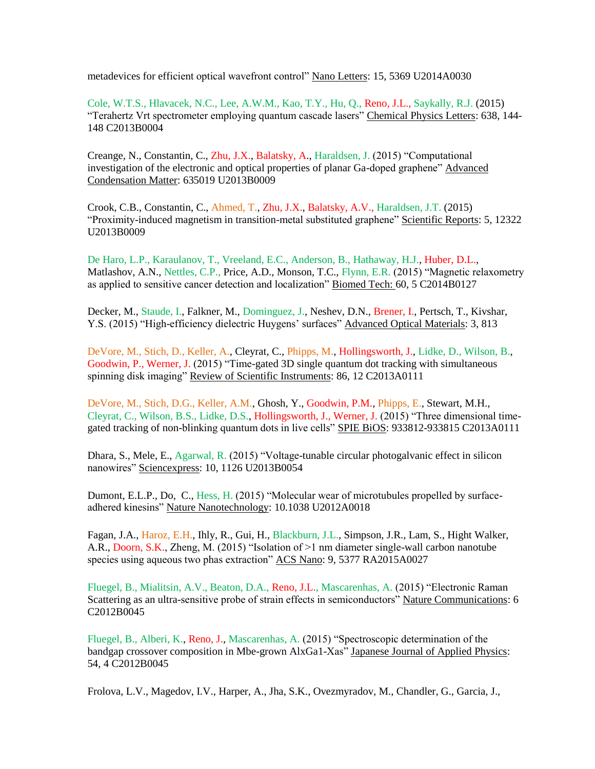metadevices for efficient optical wavefront control" Nano Letters: 15, 5369 U2014A0030

Cole, W.T.S., Hlavacek, N.C., Lee, A.W.M., Kao, T.Y., Hu, Q., Reno, J.L., Saykally, R.J. (2015) "Terahertz Vrt spectrometer employing quantum cascade lasers" Chemical Physics Letters: 638, 144-148 C2013B0004

Creange, N., Constantin, C., Zhu, J.X., Balatsky, A., Haraldsen, J. (2015) "Computational investigation of the electronic and optical properties of planar Ga-doped graphene" Advanced Condensation Matter: 635019 U2013B0009

Crook, C.B., Constantin, C., Ahmed, T., Zhu, J.X., Balatsky, A.V., Haraldsen, J.T. (2015) "Proximity-induced magnetism in transition-metal substituted graphene" Scientific Reports: 5, 12322 U2013B0009

De Haro, L.P., Karaulanov, T., Vreeland, E.C., Anderson, B., Hathaway, H.J., Huber, D.L., Matlashov, A.N., Nettles, C.P., Price, A.D., Monson, T.C., Flynn, E.R. (2015) "Magnetic relaxometry as applied to sensitive cancer detection and localization" Biomed Tech: 60, 5 C2014B0127

Decker, M., Staude, I., Falkner, M., Dominguez, J., Neshev, D.N., Brener, I., Pertsch, T., Kivshar, Y.S. (2015) "High-efficiency dielectric Huygens' surfaces" Advanced Optical Materials: 3, 813

DeVore, M., Stich, D., Keller, A., Cleyrat, C., Phipps, M., Hollingsworth, J., Lidke, D., Wilson, B., Goodwin, P., Werner, J. (2015) "Time-gated 3D single quantum dot tracking with simultaneous spinning disk imaging" Review of Scientific Instruments: 86, 12 C2013A0111

DeVore, M., Stich, D.G., Keller, A.M., Ghosh, Y., Goodwin, P.M., Phipps, E., Stewart, M.H., Cleyrat, C., Wilson, B.S., Lidke, D.S., Hollingsworth, J., Werner, J. (2015) "Three dimensional time-gated tracking of non-blinking quantum dots in live cells" SPIE BiOS: 933812-933815 C2013A0111

Dhara, S., Mele, E., Agarwal, R. (2015) "Voltage-tunable circular photogalvanic effect in silicon nanowires" Sciencexpress: 10, 1126 U2013B0054

Dumont, E.L.P., Do, C., Hess, H. (2015) "Molecular wear of microtubules propelled by surface-adhered kinesins" Nature Nanotechnology: 10.1038 U2012A0018

Fagan, J.A., Haroz, E.H., Ihly, R., Gui, H., Blackburn, J.L., Simpson, J.R., Lam, S., Hight Walker, A.R., Doorn, S.K., Zheng, M. (2015) "Isolation of >1 nm diameter single-wall carbon nanotube species using aqueous two phas extraction" ACS Nano: 9, 5377 RA2015A0027

Fluegel, B., Mialitsin, A.V., Beaton, D.A., Reno, J.L., Mascarenhas, A. (2015) "Electronic Raman Scattering as an ultra-sensitive probe of strain effects in semiconductors" Nature Communications: 6 C2012B0045

Fluegel, B., Alberi, K., Reno, J., Mascarenhas, A. (2015) "Spectroscopic determination of the bandgap crossover composition in Mbe-grown AlxGa1-Xas" Japanese Journal of Applied Physics: 54, 4 C2012B0045

Frolova, L.V., Magedov, I.V., Harper, A., Jha, S.K., Ovezmyradov, M., Chandler, G., Garcia, J.,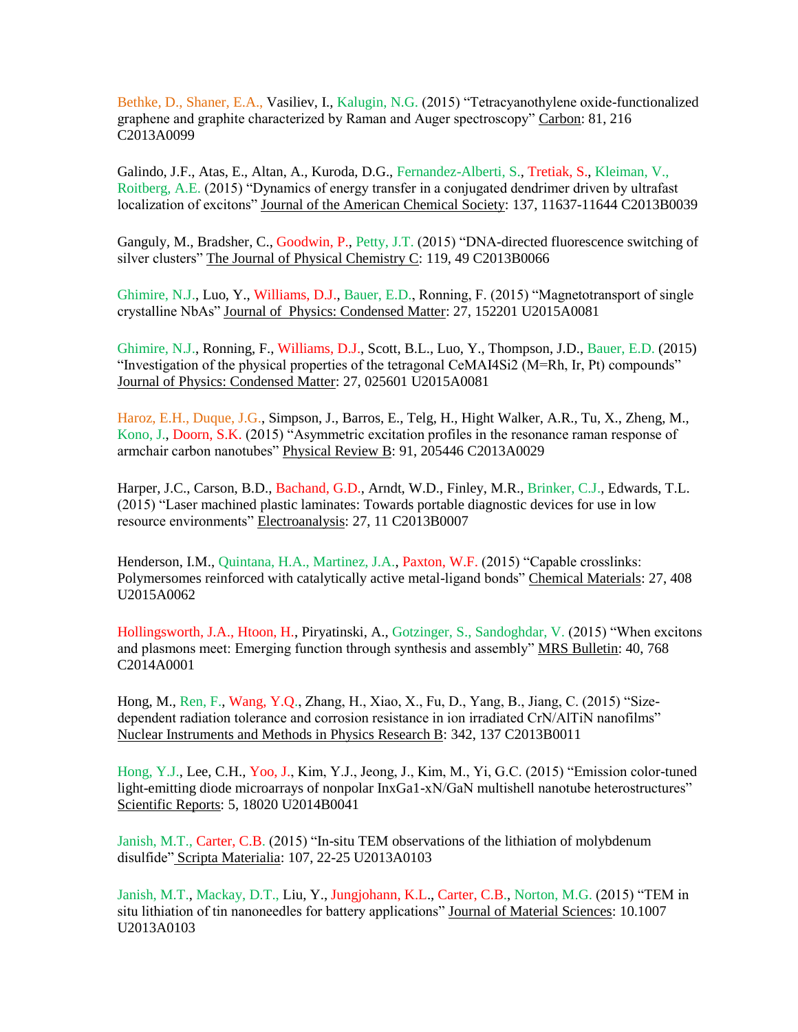Bethke, D., Shaner, E.A., Vasiliev, I., Kalugin, N.G. (2015) “Tetracyanothylene oxide-functionalized graphene and graphite characterized by Raman and Auger spectroscopy” Carbon: 81, 216 C2013A0099

Galindo, J.F., Atas, E., Altan, A., Kuroda, D.G., Fernandez-Alberti, S., Tretiak, S., Kleiman, V., Roitberg, A.E. (2015) “Dynamics of energy transfer in a conjugated dendrimer driven by ultrafast localization of excitons” Journal of the American Chemical Society: 137, 11637-11644 C2013B0039

Ganguly, M., Bradsher, C., Goodwin, P., Petty, J.T. (2015) “DNA-directed fluorescence switching of silver clusters” The Journal of Physical Chemistry C: 119, 49 C2013B0066

Ghimire, N.J., Luo, Y., Williams, D.J., Bauer, E.D., Ronning, F. (2015) “Magnetotransport of single crystalline NbAs” Journal of Physics: Condensed Matter: 27, 152201 U2015A0081

Ghimire, N.J., Ronning, F., Williams, D.J., Scott, B.L., Luo, Y., Thompson, J.D., Bauer, E.D. (2015) “Investigation of the physical properties of the tetragonal CeMAl4Si2 (M=Rh, Ir, Pt) compounds” Journal of Physics: Condensed Matter: 27, 025601 U2015A0081

Haroz, E.H., Duque, J.G., Simpson, J., Barros, E., Telg, H., Hight Walker, A.R., Tu, X., Zheng, M., Kono, J., Doorn, S.K. (2015) “Asymmetric excitation profiles in the resonance raman response of armchair carbon nanotubes” Physical Review B: 91, 205446 C2013A0029

Harper, J.C., Carson, B.D., Bachand, G.D., Arndt, W.D., Finley, M.R., Brinker, C.J., Edwards, T.L. (2015) “Laser machined plastic laminates: Towards portable diagnostic devices for use in low resource environments” Electroanalysis: 27, 11 C2013B0007

Henderson, I.M., Quintana, H.A., Martinez, J.A., Paxton, W.F. (2015) “Capable crosslinks: Polymersomes reinforced with catalytically active metal-ligand bonds” Chemical Materials: 27, 408 U2015A0062

Hollingsworth, J.A., Htoon, H., Piryatinski, A., Gotzinger, S., Sandoghdar, V. (2015) “When excitons and plasmons meet: Emerging function through synthesis and assembly” MRS Bulletin: 40, 768 C2014A0001

Hong, M., Ren, F., Wang, Y.Q., Zhang, H., Xiao, X., Fu, D., Yang, B., Jiang, C. (2015) “Size-dependent radiation tolerance and corrosion resistance in ion irradiated CrN/AlTiN nanofilms” Nuclear Instruments and Methods in Physics Research B: 342, 137 C2013B0011

Hong, Y.J., Lee, C.H., Yoo, J., Kim, Y.J., Jeong, J., Kim, M., Yi, G.C. (2015) “Emission color-tuned light-emitting diode microarrays of nonpolar $In_xGa_{1-x}N$/GaN multishell nanotube heterostructures” Scientific Reports: 5, 18020 U2014B0041

Janish, M.T., Carter, C.B. (2015) “In-situ TEM observations of the lithiation of molybdenum disulfide” Scripta Materialia: 107, 22-25 U2013A0103

Janish, M.T., Mackay, D.T., Liu, Y., Jungjohann, K.L., Carter, C.B., Norton, M.G. (2015) “TEM in situ lithiation of tin nanoneedles for battery applications” Journal of Material Sciences: 10.1007 U2013A0103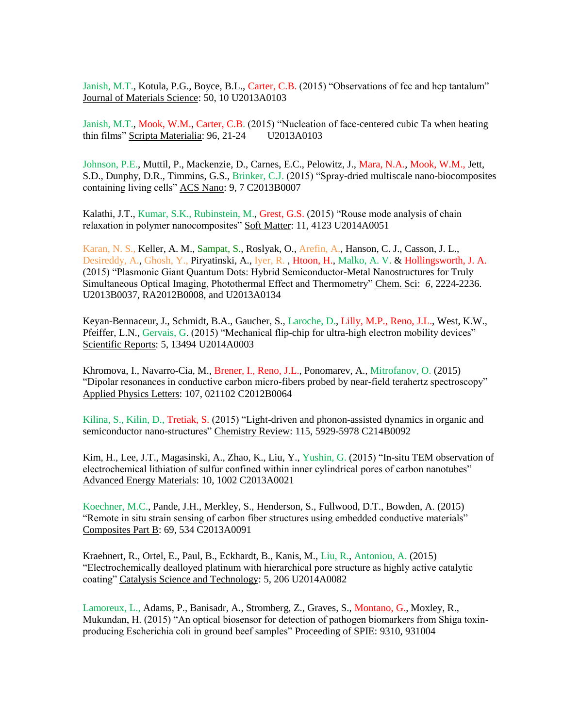Janish, M.T., Kotula, P.G., Boyce, B.L., Carter, C.B. (2015) “Observations of fcc and hcp tantalum” Journal of Materials Science: 50, 10 U2013A0103

Janish, M.T., Mook, W.M., Carter, C.B. (2015) “Nucleation of face-centered cubic Ta when heating thin films” Scripta Materialia: 96, 21-24 U2013A0103

Johnson, P.E., Muttil, P., Mackenzie, D., Carnes, E.C., Pelowitz, J., Mara, N.A., Mook, W.M., Jett, S.D., Dunphy, D.R., Timmins, G.S., Brinker, C.J. (2015) “Spray-dried multiscale nano-biocomposites containing living cells” ACS Nano: 9, 7 C2013B0007

Kalathi, J.T., Kumar, S.K., Rubinstein, M., Grest, G.S. (2015) “Rouse mode analysis of chain relaxation in polymer nanocomposites” Soft Matter: 11, 4123 U2014A0051

Karan, N. S., Keller, A. M., Sampat, S., Roslyak, O., Arefin, A., Hanson, C. J., Casson, J. L., Desireddy, A., Ghosh, Y., Piryatinski, A., Iyer, R. , Htoon, H., Malko, A. V. & Hollingsworth, J. A. (2015) “Plasmonic Giant Quantum Dots: Hybrid Semiconductor-Metal Nanostructures for Truly Simultaneous Optical Imaging, Photothermal Effect and Thermometry” Chem. Sci: *6*, 2224-2236. U2013B0037, RA2012B0008, and U2013A0134

Keyan-Bennaceur, J., Schmidt, B.A., Gaucher, S., Laroche, D., Lilly, M.P., Reno, J.L., West, K.W., Pfeiffer, L.N., Gervais, G. (2015) “Mechanical flip-chip for ultra-high electron mobility devices” Scientific Reports: 5, 13494 U2014A0003

Khromova, I., Navarro-Cia, M., Brener, I., Reno, J.L., Ponomarev, A., Mitrofanov, O. (2015) “Dipolar resonances in conductive carbon micro-fibers probed by near-field terahertz spectroscopy” Applied Physics Letters: 107, 021102 C2012B0064

Kilina, S., Kilin, D., Tretiak, S. (2015) “Light-driven and phonon-assisted dynamics in organic and semiconductor nano-structures” Chemistry Review: 115, 5929-5978 C214B0092

Kim, H., Lee, J.T., Magasinski, A., Zhao, K., Liu, Y., Yushin, G. (2015) “In-situ TEM observation of electrochemical lithiation of sulfur confined within inner cylindrical pores of carbon nanotubes” Advanced Energy Materials: 10, 1002 C2013A0021

Koechner, M.C., Pande, J.H., Merkley, S., Henderson, S., Fullwood, D.T., Bowden, A. (2015) “Remote in situ strain sensing of carbon fiber structures using embedded conductive materials” Composites Part B: 69, 534 C2013A0091

Kraehnert, R., Ortel, E., Paul, B., Eckhardt, B., Kanis, M., Liu, R., Antoniou, A. (2015) “Electrochemically dealloyed platinum with hierarchical pore structure as highly active catalytic coating” Catalysis Science and Technology: 5, 206 U2014A0082

Lamoreux, L., Adams, P., Banisadr, A., Stromberg, Z., Graves, S., Montano, G., Moxley, R., Mukundan, H. (2015) “An optical biosensor for detection of pathogen biomarkers from Shiga toxin-producing Escherichia coli in ground beef samples” Proceeding of SPIE: 9310, 931004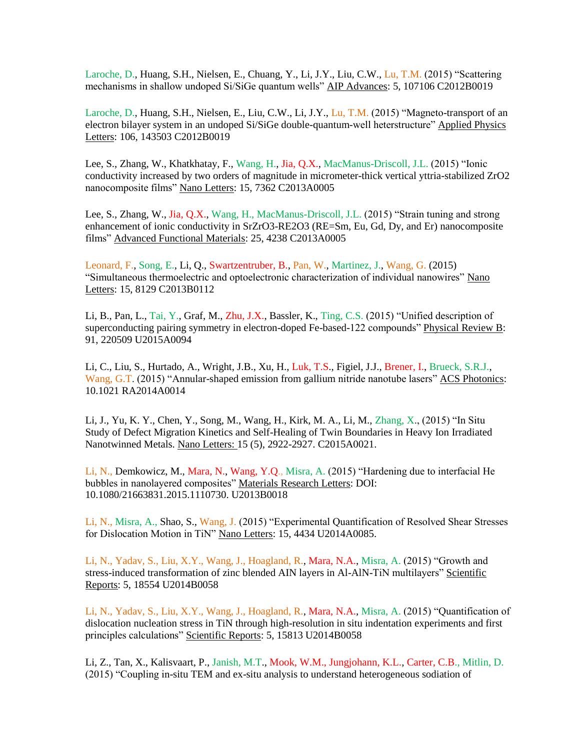Laroche, D., Huang, S.H., Nielsen, E., Chuang, Y., Li, J.Y., Liu, C.W., Lu, T.M. (2015) "Scattering mechanisms in shallow undoped Si/SiGe quantum wells" AIP Advances: 5, 107106 C2012B0019

Laroche, D., Huang, S.H., Nielsen, E., Liu, C.W., Li, J.Y., Lu, T.M. (2015) "Magneto-transport of an electron bilayer system in an undoped Si/SiGe double-quantum-well heterstructure" Applied Physics Letters: 106, 143503 C2012B0019

Lee, S., Zhang, W., Khatkhatay, F., Wang, H., Jia, Q.X., MacManus-Driscoll, J.L. (2015) "Ionic conductivity increased by two orders of magnitude in micrometer-thick vertical yttria-stabilized $ZrO_2$ nanocomposite films" Nano Letters: 15, 7362 C2013A0005

Lee, S., Zhang, W., Jia, Q.X., Wang, H., MacManus-Driscoll, J.L. (2015) "Strain tuning and strong enhancement of ionic conductivity in $SrZrO_3$-$RE_2O_3$ (RE=Sm, Eu, Gd, Dy, and Er) nanocomposite films" Advanced Functional Materials: 25, 4238 C2013A0005

Leonard, F., Song, E., Li, Q., Swartzentruber, B., Pan, W., Martinez, J., Wang, G. (2015) "Simultaneous thermoelectric and optoelectronic characterization of individual nanowires" Nano Letters: 15, 8129 C2013B0112

Li, B., Pan, L., Tai, Y., Graf, M., Zhu, J.X., Bassler, K., Ting, C.S. (2015) "Unified description of superconducting pairing symmetry in electron-doped Fe-based-122 compounds" Physical Review B: 91, 220509 U2015A0094

Li, C., Liu, S., Hurtado, A., Wright, J.B., Xu, H., Luk, T.S., Figiel, J.J., Brener, I., Brueck, S.R.J., Wang, G.T. (2015) "Annular-shaped emission from gallium nitride nanotube lasers" ACS Photonics: 10.1021 RA2014A0014

Li, J., Yu, K. Y., Chen, Y., Song, M., Wang, H., Kirk, M. A., Li, M., Zhang, X., (2015) "In Situ Study of Defect Migration Kinetics and Self-Healing of Twin Boundaries in Heavy Ion Irradiated Nanotwinned Metals. Nano Letters: 15 (5), 2922-2927. C2015A0021.

Li, N., Demkowicz, M., Mara, N., Wang, Y.Q., Misra, A. (2015) "Hardening due to interfacial He bubbles in nanolayered composites" Materials Research Letters: DOI: 10.1080/21663831.2015.1110730. U2013B0018

Li, N., Misra, A., Shao, S., Wang, J. (2015) "Experimental Quantification of Resolved Shear Stresses for Dislocation Motion in TiN" Nano Letters: 15, 4434 U2014A0085.

Li, N., Yadav, S., Liu, X.Y., Wang, J., Hoagland, R., Mara, N.A., Misra, A. (2015) "Growth and stress-induced transformation of zinc blended AlN layers in Al-AlN-TiN multilayers" Scientific Reports: 5, 18554 U2014B0058

Li, N., Yadav, S., Liu, X.Y., Wang, J., Hoagland, R., Mara, N.A., Misra, A. (2015) "Quantification of dislocation nucleation stress in TiN through high-resolution in situ indentation experiments and first principles calculations" Scientific Reports: 5, 15813 U2014B0058

Li, Z., Tan, X., Kalisvaart, P., Janish, M.T., Mook, W.M., Jungjohann, K.L., Carter, C.B., Mitlin, D. (2015) "Coupling in-situ TEM and ex-situ analysis to understand heterogeneous sodiation of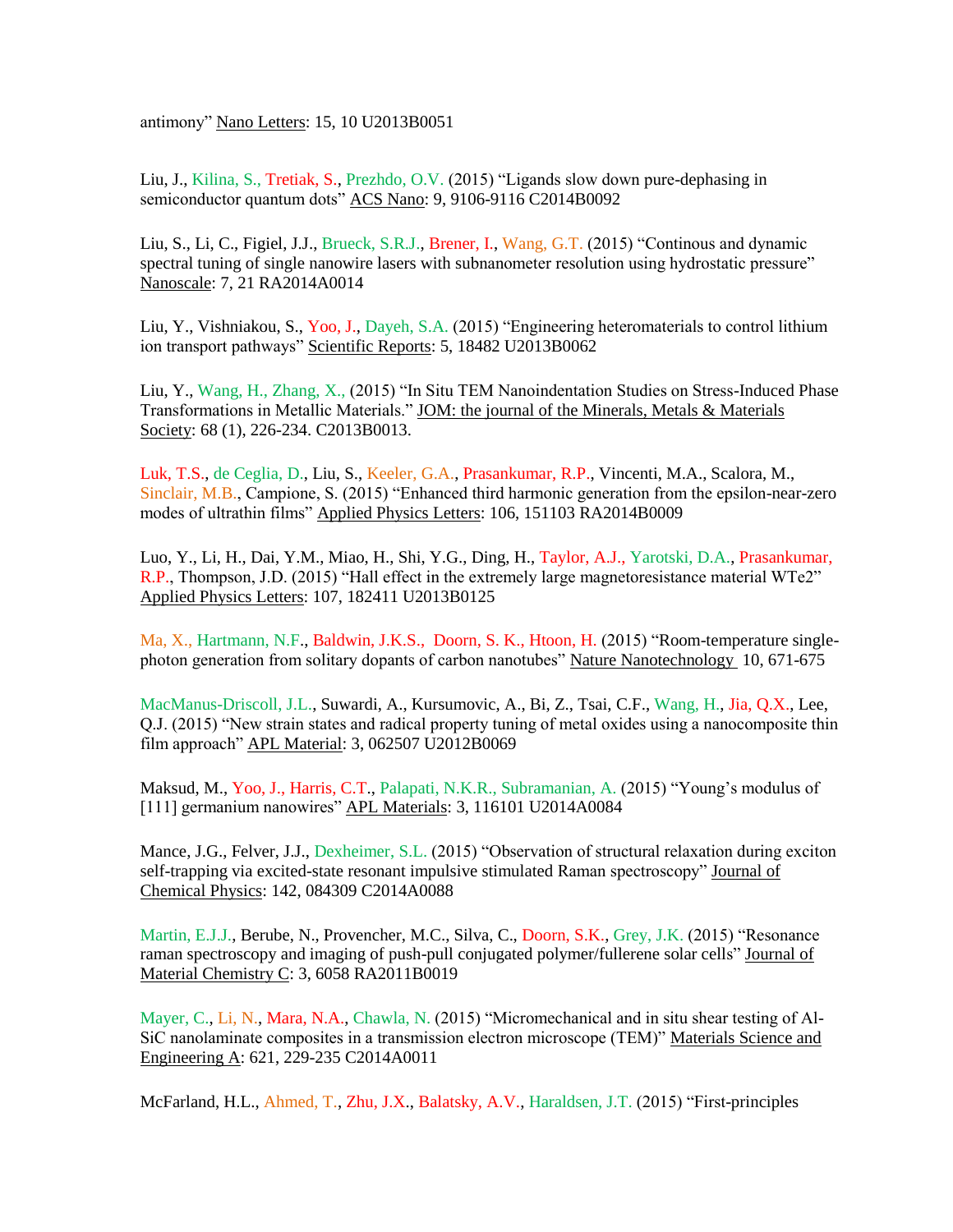antimony" Nano Letters: 15, 10 U2013B0051

Liu, J., Kilina, S., Tretiak, S., Prezhdo, O.V. (2015) "Ligands slow down pure-dephasing in semiconductor quantum dots" ACS Nano: 9, 9106-9116 C2014B0092

Liu, S., Li, C., Figiel, J.J., Brueck, S.R.J., Brener, I., Wang, G.T. (2015) "Continous and dynamic spectral tuning of single nanowire lasers with subnanometer resolution using hydrostatic pressure" Nanoscale: 7, 21 RA2014A0014

Liu, Y., Vishniakou, S., Yoo, J., Dayeh, S.A. (2015) "Engineering heteromaterials to control lithium ion transport pathways" Scientific Reports: 5, 18482 U2013B0062

Liu, Y., Wang, H., Zhang, X., (2015) "In Situ TEM Nanoindentation Studies on Stress-Induced Phase Transformations in Metallic Materials." JOM: the journal of the Minerals, Metals & Materials Society: 68 (1), 226-234. C2013B0013.

Luk, T.S., de Ceglia, D., Liu, S., Keeler, G.A., Prasankumar, R.P., Vincenti, M.A., Scalora, M., Sinclair, M.B., Campione, S. (2015) "Enhanced third harmonic generation from the epsilon-near-zero modes of ultrathin films" Applied Physics Letters: 106, 151103 RA2014B0009

Luo, Y., Li, H., Dai, Y.M., Miao, H., Shi, Y.G., Ding, H., Taylor, A.J., Yarotski, D.A., Prasankumar, R.P., Thompson, J.D. (2015) "Hall effect in the extremely large magnetoresistance material WTe2" Applied Physics Letters: 107, 182411 U2013B0125

Ma, X., Hartmann, N.F., Baldwin, J.K.S., Doorn, S. K., Htoon, H. (2015) "Room-temperature single-photon generation from solitary dopants of carbon nanotubes" Nature Nanotechnology 10, 671-675

MacManus-Driscoll, J.L., Suwardi, A., Kursumovic, A., Bi, Z., Tsai, C.F., Wang, H., Jia, Q.X., Lee, Q.J. (2015) "New strain states and radical property tuning of metal oxides using a nanocomposite thin film approach" APL Material: 3, 062507 U2012B0069

Maksud, M., Yoo, J., Harris, C.T., Palapati, N.K.R., Subramanian, A. (2015) "Young's modulus of [111] germanium nanowires" APL Materials: 3, 116101 U2014A0084

Mance, J.G., Felver, J.J., Dexheimer, S.L. (2015) "Observation of structural relaxation during exciton self-trapping via excited-state resonant impulsive stimulated Raman spectroscopy" Journal of Chemical Physics: 142, 084309 C2014A0088

Martin, E.J.J., Berube, N., Provencher, M.C., Silva, C., Doorn, S.K., Grey, J.K. (2015) "Resonance raman spectroscopy and imaging of push-pull conjugated polymer/fullerene solar cells" Journal of Material Chemistry C: 3, 6058 RA2011B0019

Mayer, C., Li, N., Mara, N.A., Chawla, N. (2015) "Micromechanical and in situ shear testing of Al-SiC nanolaminate composites in a transmission electron microscope (TEM)" Materials Science and Engineering A: 621, 229-235 C2014A0011

McFarland, H.L., Ahmed, T., Zhu, J.X., Balatsky, A.V., Haraldsen, J.T. (2015) "First-principles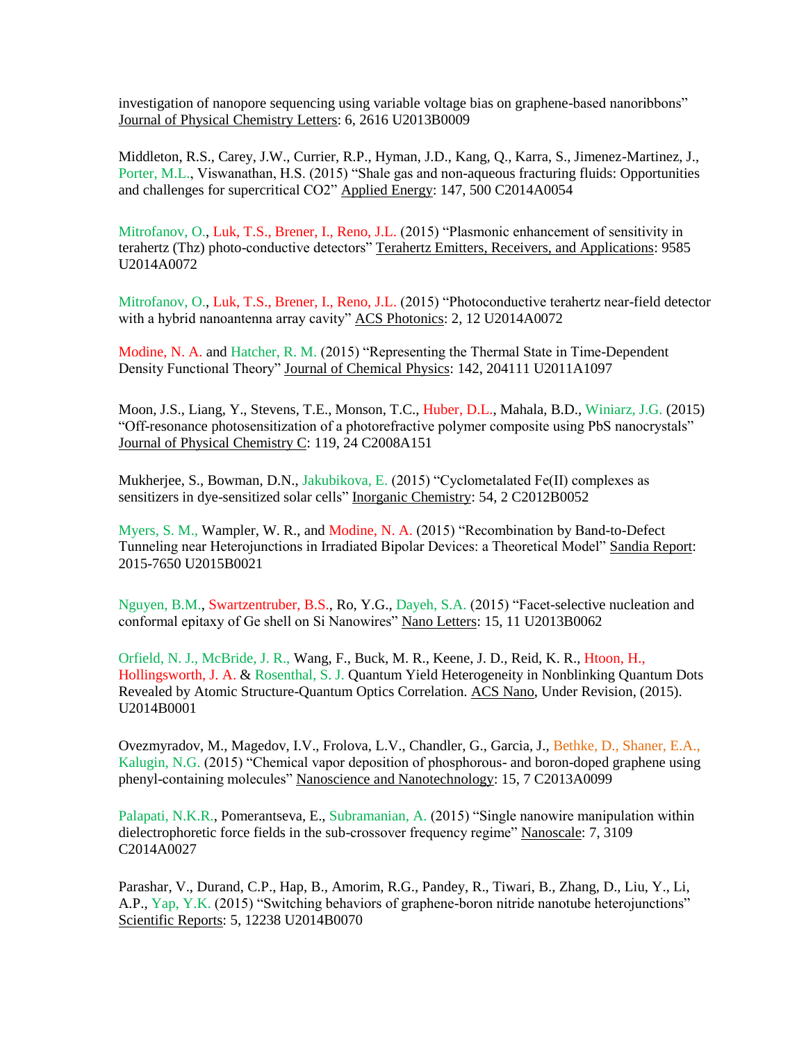investigation of nanopore sequencing using variable voltage bias on graphene-based nanoribbons" Journal of Physical Chemistry Letters: 6, 2616 U2013B0009

Middleton, R.S., Carey, J.W., Currier, R.P., Hyman, J.D., Kang, Q., Karra, S., Jimenez-Martinez, J., Porter, M.L., Viswanathan, H.S. (2015) "Shale gas and non-aqueous fracturing fluids: Opportunities and challenges for supercritical CO2" Applied Energy: 147, 500 C2014A0054

Mitrofanov, O., Luk, T.S., Brener, I., Reno, J.L. (2015) "Plasmonic enhancement of sensitivity in terahertz (Thz) photo-conductive detectors" Terahertz Emitters, Receivers, and Applications: 9585 U2014A0072

Mitrofanov, O., Luk, T.S., Brener, I., Reno, J.L. (2015) "Photoconductive terahertz near-field detector with a hybrid nanoantenna array cavity" ACS Photonics: 2, 12 U2014A0072

Modine, N. A. and Hatcher, R. M. (2015) "Representing the Thermal State in Time-Dependent Density Functional Theory" Journal of Chemical Physics: 142, 204111 U2011A1097

Moon, J.S., Liang, Y., Stevens, T.E., Monson, T.C., Huber, D.L., Mahala, B.D., Winiarz, J.G. (2015) "Off-resonance photosensitization of a photorefractive polymer composite using PbS nanocrystals" Journal of Physical Chemistry C: 119, 24 C2008A151

Mukherjee, S., Bowman, D.N., Jakubikova, E. (2015) "Cyclometalated Fe(II) complexes as sensitizers in dye-sensitized solar cells" Inorganic Chemistry: 54, 2 C2012B0052

Myers, S. M., Wampler, W. R., and Modine, N. A. (2015) "Recombination by Band-to-Defect Tunneling near Heterojunctions in Irradiated Bipolar Devices: a Theoretical Model" Sandia Report: 2015-7650 U2015B0021

Nguyen, B.M., Swartzentruber, B.S., Ro, Y.G., Dayeh, S.A. (2015) "Facet-selective nucleation and conformal epitaxy of Ge shell on Si Nanowires" Nano Letters: 15, 11 U2013B0062

Orfield, N. J., McBride, J. R., Wang, F., Buck, M. R., Keene, J. D., Reid, K. R., Htoon, H., Hollingsworth, J. A. & Rosenthal, S. J. Quantum Yield Heterogeneity in Nonblinking Quantum Dots Revealed by Atomic Structure-Quantum Optics Correlation. ACS Nano, Under Revision, (2015). U2014B0001

Ovezmyradov, M., Magedov, I.V., Frolova, L.V., Chandler, G., Garcia, J., Bethke, D., Shaner, E.A., Kalugin, N.G. (2015) "Chemical vapor deposition of phosphorous- and boron-doped graphene using phenyl-containing molecules" Nanoscience and Nanotechnology: 15, 7 C2013A0099

Palapati, N.K.R., Pomerantseva, E., Subramanian, A. (2015) "Single nanowire manipulation within dielectrophoretic force fields in the sub-crossover frequency regime" Nanoscale: 7, 3109 C2014A0027

Parashar, V., Durand, C.P., Hap, B., Amorim, R.G., Pandey, R., Tiwari, B., Zhang, D., Liu, Y., Li, A.P., Yap, Y.K. (2015) "Switching behaviors of graphene-boron nitride nanotube heterojunctions" Scientific Reports: 5, 12238 U2014B0070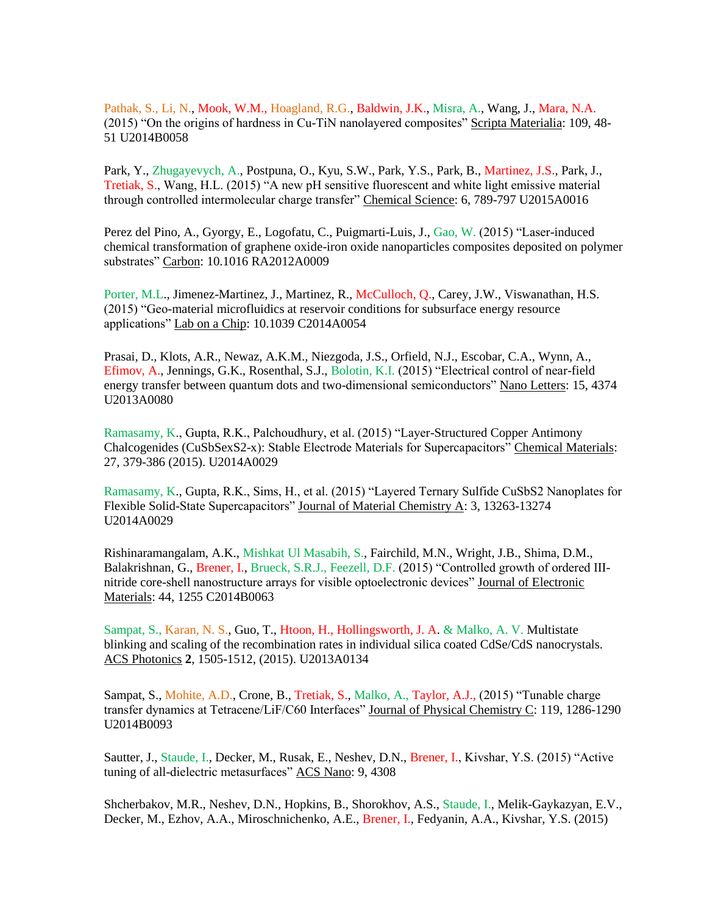Pathak, S., Li, N., Mook, W.M., Hoagland, R.G., Baldwin, J.K., Misra, A., Wang, J., Mara, N.A. (2015) "On the origins of hardness in Cu-TiN nanolayered composites" Scripta Materialia: 109, 48-51 U2014B0058

Park, Y., Zhugayevych, A., Postpuna, O., Kyu, S.W., Park, Y.S., Park, B., Martinez, J.S., Park, J., Tretiak, S., Wang, H.L. (2015) "A new pH sensitive fluorescent and white light emissive material through controlled intermolecular charge transfer" Chemical Science: 6, 789-797 U2015A0016

Perez del Pino, A., Gyorgy, E., Logofatu, C., Puigmarti-Luis, J., Gao, W. (2015) "Laser-induced chemical transformation of graphene oxide-iron oxide nanoparticles composites deposited on polymer substrates" Carbon: 10.1016 RA2012A0009

Porter, M.L., Jimenez-Martinez, J., Martinez, R., McCulloch, Q., Carey, J.W., Viswanathan, H.S. (2015) "Geo-material microfluidics at reservoir conditions for subsurface energy resource applications" Lab on a Chip: 10.1039 C2014A0054

Prasai, D., Klots, A.R., Newaz, A.K.M., Niezgoda, J.S., Orfield, N.J., Escobar, C.A., Wynn, A., Efimov, A., Jennings, G.K., Rosenthal, S.J., Bolotin, K.I. (2015) "Electrical control of near-field energy transfer between quantum dots and two-dimensional semiconductors" Nano Letters: 15, 4374 U2013A0080

Ramasamy, K., Gupta, R.K., Palchoudhury, et al. (2015) "Layer-Structured Copper Antimony Chalcogenides ($CuSbSe_xS_{2-x}$): Stable Electrode Materials for Supercapacitors" Chemical Materials: 27, 379-386 (2015). U2014A0029

Ramasamy, K., Gupta, R.K., Sims, H., et al. (2015) "Layered Ternary Sulfide $CuSbS_2$ Nanoplates for Flexible Solid-State Supercapacitors" Journal of Material Chemistry A: 3, 13263-13274 U2014A0029

Rishinaramangalam, A.K., Mishkat Ul Masabih, S., Fairchild, M.N., Wright, J.B., Shima, D.M., Balakrishnan, G., Brener, I., Brueck, S.R.J., Feezell, D.F. (2015) "Controlled growth of ordered III-nitride core-shell nanostructure arrays for visible optoelectronic devices" Journal of Electronic Materials: 44, 1255 C2014B0063

Sampat, S., Karan, N. S., Guo, T., Htoon, H., Hollingsworth, J. A. & Malko, A. V. Multistate blinking and scaling of the recombination rates in individual silica coated CdSe/CdS nanocrystals. ACS Photonics **2**, 1505-1512, (2015). U2013A0134

Sampat, S., Mohite, A.D., Crone, B., Tretiak, S., Malko, A., Taylor, A.J., (2015) "Tunable charge transfer dynamics at Tetracene/LiF/C60 Interfaces" Journal of Physical Chemistry C: 119, 1286-1290 U2014B0093

Sautter, J., Staude, I., Decker, M., Rusak, E., Neshev, D.N., Brener, I., Kivshar, Y.S. (2015) "Active tuning of all-dielectric metasurfaces" ACS Nano: 9, 4308

Shcherbakov, M.R., Neshev, D.N., Hopkins, B., Shorokhov, A.S., Staude, I., Melik-Gaykazyan, E.V., Decker, M., Ezhov, A.A., Miroschnichenko, A.E., Brener, I., Fedyanin, A.A., Kivshar, Y.S. (2015)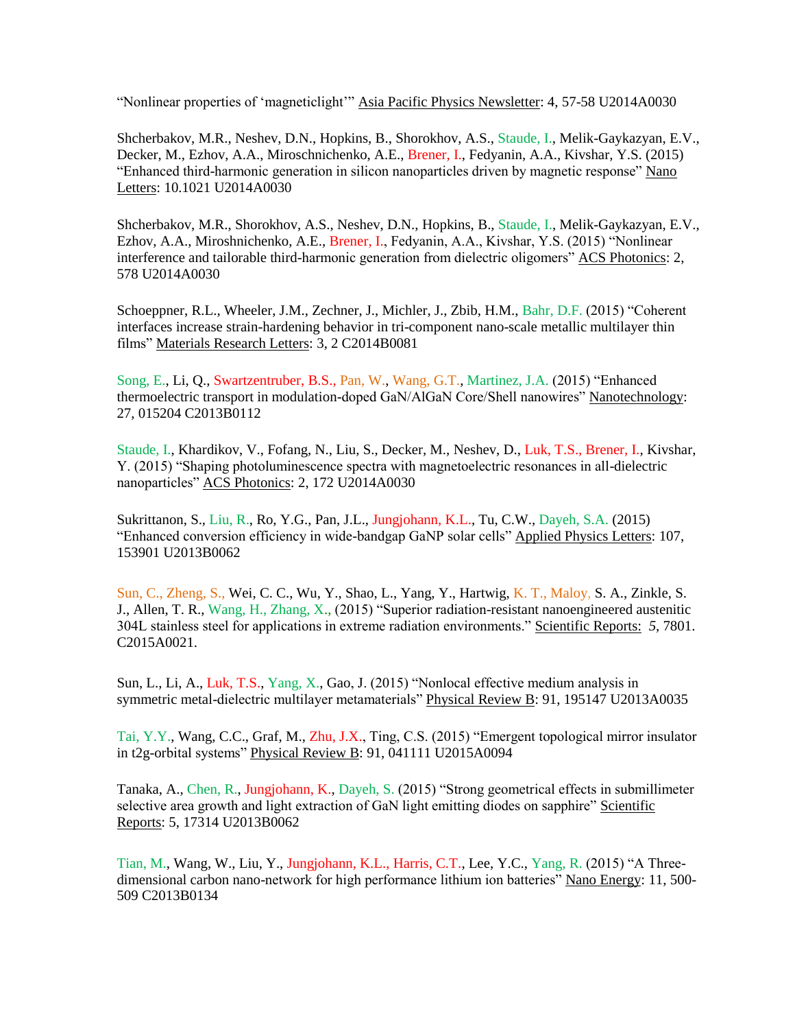“Nonlinear properties of ‘magneticlight’” Asia Pacific Physics Newsletter: 4, 57-58 U2014A0030

Shcherbakov, M.R., Neshev, D.N., Hopkins, B., Shorokhov, A.S., Staude, I., Melik-Gaykazyan, E.V., Decker, M., Ezhov, A.A., Miroschnichenko, A.E., Brener, I., Fedyanin, A.A., Kivshar, Y.S. (2015) “Enhanced third-harmonic generation in silicon nanoparticles driven by magnetic response” Nano Letters: 10.1021 U2014A0030

Shcherbakov, M.R., Shorokhov, A.S., Neshev, D.N., Hopkins, B., Staude, I., Melik-Gaykazyan, E.V., Ezhov, A.A., Miroshnichenko, A.E., Brener, I., Fedyanin, A.A., Kivshar, Y.S. (2015) “Nonlinear interference and tailorable third-harmonic generation from dielectric oligomers” ACS Photonics: 2, 578 U2014A0030

Schoeppner, R.L., Wheeler, J.M., Zechner, J., Michler, J., Zbib, H.M., Bahr, D.F. (2015) “Coherent interfaces increase strain-hardening behavior in tri-component nano-scale metallic multilayer thin films” Materials Research Letters: 3, 2 C2014B0081

Song, E., Li, Q., Swartzentruber, B.S., Pan, W., Wang, G.T., Martinez, J.A. (2015) “Enhanced thermoelectric transport in modulation-doped GaN/AlGaN Core/Shell nanowires” Nanotechnology: 27, 015204 C2013B0112

Staude, I., Khardikov, V., Fofang, N., Liu, S., Decker, M., Neshev, D., Luk, T.S., Brener, I., Kivshar, Y. (2015) “Shaping photoluminescence spectra with magnetoelectric resonances in all-dielectric nanoparticles” ACS Photonics: 2, 172 U2014A0030

Sukrittanon, S., Liu, R., Ro, Y.G., Pan, J.L., Jungjohann, K.L., Tu, C.W., Dayeh, S.A. (2015) “Enhanced conversion efficiency in wide-bandgap GaNP solar cells” Applied Physics Letters: 107, 153901 U2013B0062

Sun, C., Zheng, S., Wei, C. C., Wu, Y., Shao, L., Yang, Y., Hartwig, K. T., Maloy, S. A., Zinkle, S. J., Allen, T. R., Wang, H., Zhang, X., (2015) “Superior radiation-resistant nanoengineered austenitic 304L stainless steel for applications in extreme radiation environments.” Scientific Reports: *5*, 7801. C2015A0021.

Sun, L., Li, A., Luk, T.S., Yang, X., Gao, J. (2015) “Nonlocal effective medium analysis in symmetric metal-dielectric multilayer metamaterials” Physical Review B: 91, 195147 U2013A0035

Tai, Y.Y., Wang, C.C., Graf, M., Zhu, J.X., Ting, C.S. (2015) “Emergent topological mirror insulator in t2g-orbital systems” Physical Review B: 91, 041111 U2015A0094

Tanaka, A., Chen, R., Jungjohann, K., Dayeh, S. (2015) “Strong geometrical effects in submillimeter selective area growth and light extraction of GaN light emitting diodes on sapphire” Scientific Reports: 5, 17314 U2013B0062

Tian, M., Wang, W., Liu, Y., Jungjohann, K.L., Harris, C.T., Lee, Y.C., Yang, R. (2015) “A Three-dimensional carbon nano-network for high performance lithium ion batteries” Nano Energy: 11, 500-509 C2013B0134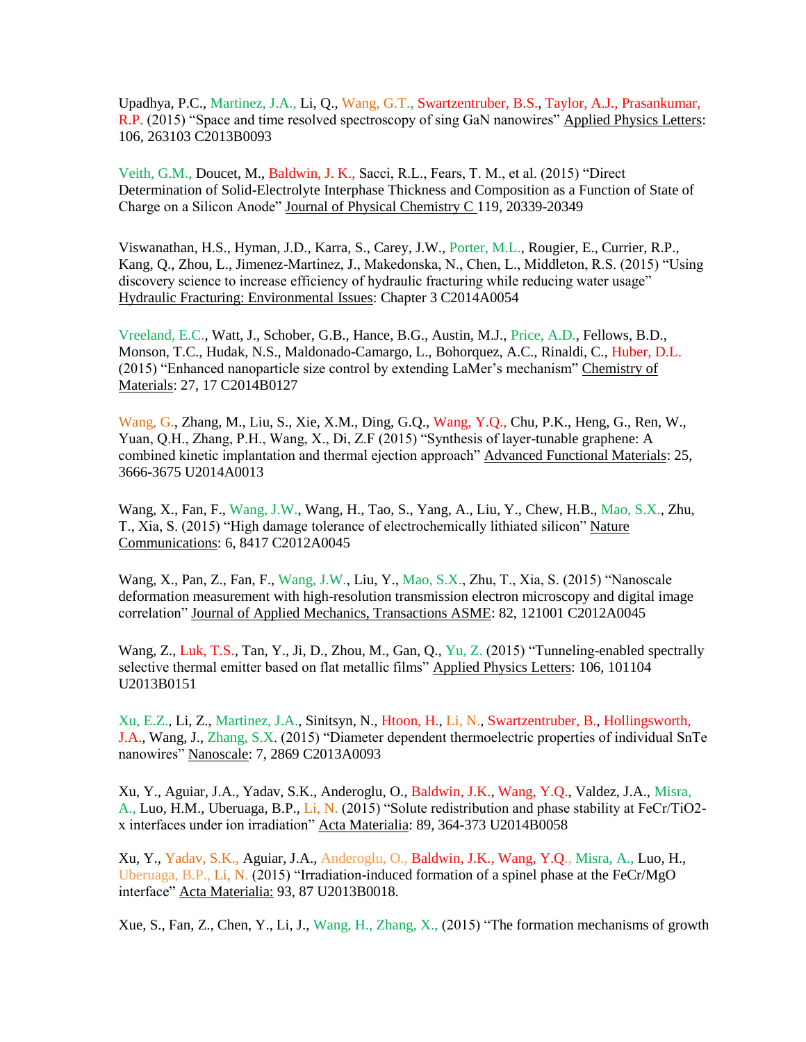Upadhya, P.C., Martinez, J.A., Li, Q., Wang, G.T., Swartzentruber, B.S., Taylor, A.J., Prasankumar, R.P. (2015) "Space and time resolved spectroscopy of sing GaN nanowires" Applied Physics Letters: 106, 263103 C2013B0093

Veith, G.M., Doucet, M., Baldwin, J. K., Sacci, R.L., Fears, T. M., et al. (2015) "Direct Determination of Solid-Electrolyte Interphase Thickness and Composition as a Function of State of Charge on a Silicon Anode" Journal of Physical Chemistry C 119, 20339-20349

Viswanathan, H.S., Hyman, J.D., Karra, S., Carey, J.W., Porter, M.L., Rougier, E., Currier, R.P., Kang, Q., Zhou, L., Jimenez-Martinez, J., Makedonska, N., Chen, L., Middleton, R.S. (2015) "Using discovery science to increase efficiency of hydraulic fracturing while reducing water usage" Hydraulic Fracturing: Environmental Issues: Chapter 3 C2014A0054

Vreeland, E.C., Watt, J., Schober, G.B., Hance, B.G., Austin, M.J., Price, A.D., Fellows, B.D., Monson, T.C., Hudak, N.S., Maldonado-Camargo, L., Bohorquez, A.C., Rinaldi, C., Huber, D.L. (2015) "Enhanced nanoparticle size control by extending LaMer's mechanism" Chemistry of Materials: 27, 17 C2014B0127

Wang, G., Zhang, M., Liu, S., Xie, X.M., Ding, G.Q., Wang, Y.Q., Chu, P.K., Heng, G., Ren, W., Yuan, Q.H., Zhang, P.H., Wang, X., Di, Z.F (2015) "Synthesis of layer-tunable graphene: A combined kinetic implantation and thermal ejection approach" Advanced Functional Materials: 25, 3666-3675 U2014A0013

Wang, X., Fan, F., Wang, J.W., Wang, H., Tao, S., Yang, A., Liu, Y., Chew, H.B., Mao, S.X., Zhu, T., Xia, S. (2015) "High damage tolerance of electrochemically lithiated silicon" Nature Communications: 6, 8417 C2012A0045

Wang, X., Pan, Z., Fan, F., Wang, J.W., Liu, Y., Mao, S.X., Zhu, T., Xia, S. (2015) "Nanoscale deformation measurement with high-resolution transmission electron microscopy and digital image correlation" Journal of Applied Mechanics, Transactions ASME: 82, 121001 C2012A0045

Wang, Z., Luk, T.S., Tan, Y., Ji, D., Zhou, M., Gan, Q., Yu, Z. (2015) "Tunneling-enabled spectrally selective thermal emitter based on flat metallic films" Applied Physics Letters: 106, 101104 U2013B0151

Xu, E.Z., Li, Z., Martinez, J.A., Sinitsyn, N., Htoon, H., Li, N., Swartzentruber, B., Hollingsworth, J.A., Wang, J., Zhang, S.X. (2015) "Diameter dependent thermoelectric properties of individual SnTe nanowires" Nanoscale: 7, 2869 C2013A0093

Xu, Y., Aguiar, J.A., Yadav, S.K., Anderoglu, O., Baldwin, J.K., Wang, Y.Q., Valdez, J.A., Misra, A., Luo, H.M., Uberuaga, B.P., Li, N. (2015) "Solute redistribution and phase stability at FeCr/$TiO_{2-x}$ interfaces under ion irradiation" Acta Materialia: 89, 364-373 U2014B0058

Xu, Y., Yadav, S.K., Aguiar, J.A., Anderoglu, O., Baldwin, J.K., Wang, Y.Q., Misra, A., Luo, H., Uberuaga, B.P., Li, N. (2015) "Irradiation-induced formation of a spinel phase at the FeCr/MgO interface" Acta Materialia: 93, 87 U2013B0018.

Xue, S., Fan, Z., Chen, Y., Li, J., Wang, H., Zhang, X., (2015) "The formation mechanisms of growth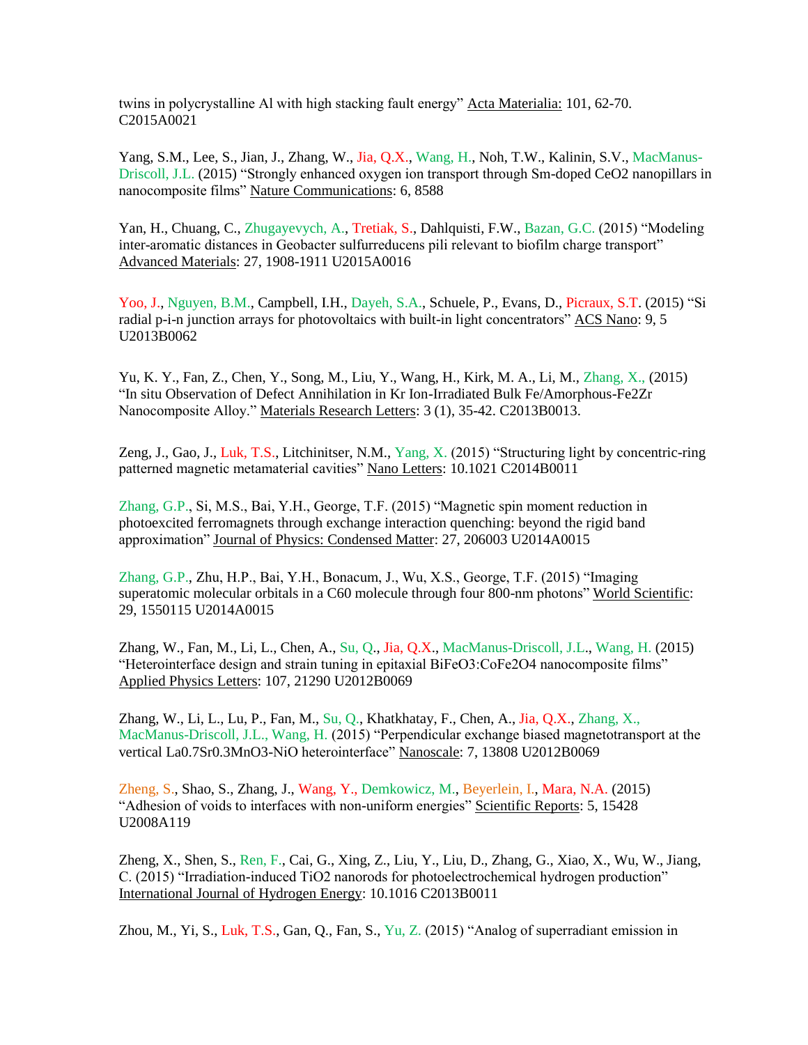twins in polycrystalline Al with high stacking fault energy" Acta Materialia: 101, 62-70. C2015A0021

Yang, S.M., Lee, S., Jian, J., Zhang, W., Jia, Q.X., Wang, H., Noh, T.W., Kalinin, S.V., MacManus-Driscoll, J.L. (2015) "Strongly enhanced oxygen ion transport through Sm-doped $CeO_2$ nanopillars in nanocomposite films" Nature Communications: 6, 8588

Yan, H., Chuang, C., Zhugayevych, A., Tretiak, S., Dahlquisti, F.W., Bazan, G.C. (2015) "Modeling inter-aromatic distances in Geobacter sulfurreducens pili relevant to biofilm charge transport" Advanced Materials: 27, 1908-1911 U2015A0016

Yoo, J., Nguyen, B.M., Campbell, I.H., Dayeh, S.A., Schuele, P., Evans, D., Picraux, S.T. (2015) "Si radial p-i-n junction arrays for photovoltaics with built-in light concentrators" ACS Nano: 9, 5 U2013B0062

Yu, K. Y., Fan, Z., Chen, Y., Song, M., Liu, Y., Wang, H., Kirk, M. A., Li, M., Zhang, X., (2015) "In situ Observation of Defect Annihilation in Kr Ion-Irradiated Bulk Fe/Amorphous-$Fe_2Zr$ Nanocomposite Alloy." Materials Research Letters: 3 (1), 35-42. C2013B0013.

Zeng, J., Gao, J., Luk, T.S., Litchinitser, N.M., Yang, X. (2015) "Structuring light by concentric-ring patterned magnetic metamaterial cavities" Nano Letters: 10.1021 C2014B0011

Zhang, G.P., Si, M.S., Bai, Y.H., George, T.F. (2015) "Magnetic spin moment reduction in photoexcited ferromagnets through exchange interaction quenching: beyond the rigid band approximation" Journal of Physics: Condensed Matter: 27, 206003 U2014A0015

Zhang, G.P., Zhu, H.P., Bai, Y.H., Bonacum, J., Wu, X.S., George, T.F. (2015) "Imaging superatomic molecular orbitals in a $C_{60}$ molecule through four 800-nm photons" World Scientific: 29, 1550115 U2014A0015

Zhang, W., Fan, M., Li, L., Chen, A., Su, Q., Jia, Q.X., MacManus-Driscoll, J.L., Wang, H. (2015) "Heterointerface design and strain tuning in epitaxial $BiFeO_3$:$CoFe_2O_4$ nanocomposite films" Applied Physics Letters: 107, 21290 U2012B0069

Zhang, W., Li, L., Lu, P., Fan, M., Su, Q., Khatkhatay, F., Chen, A., Jia, Q.X., Zhang, X., MacManus-Driscoll, J.L., Wang, H. (2015) "Perpendicular exchange biased magnetotransport at the vertical $La_{0.7}Sr_{0.3}MnO_3$-NiO heterointerface" Nanoscale: 7, 13808 U2012B0069

Zheng, S., Shao, S., Zhang, J., Wang, Y., Demkowicz, M., Beyerlein, I., Mara, N.A. (2015) "Adhesion of voids to interfaces with non-uniform energies" Scientific Reports: 5, 15428 U2008A119

Zheng, X., Shen, S., Ren, F., Cai, G., Xing, Z., Liu, Y., Liu, D., Zhang, G., Xiao, X., Wu, W., Jiang, C. (2015) "Irradiation-induced $TiO_2$ nanorods for photoelectrochemical hydrogen production" International Journal of Hydrogen Energy: 10.1016 C2013B0011

Zhou, M., Yi, S., Luk, T.S., Gan, Q., Fan, S., Yu, Z. (2015) "Analog of superradiant emission in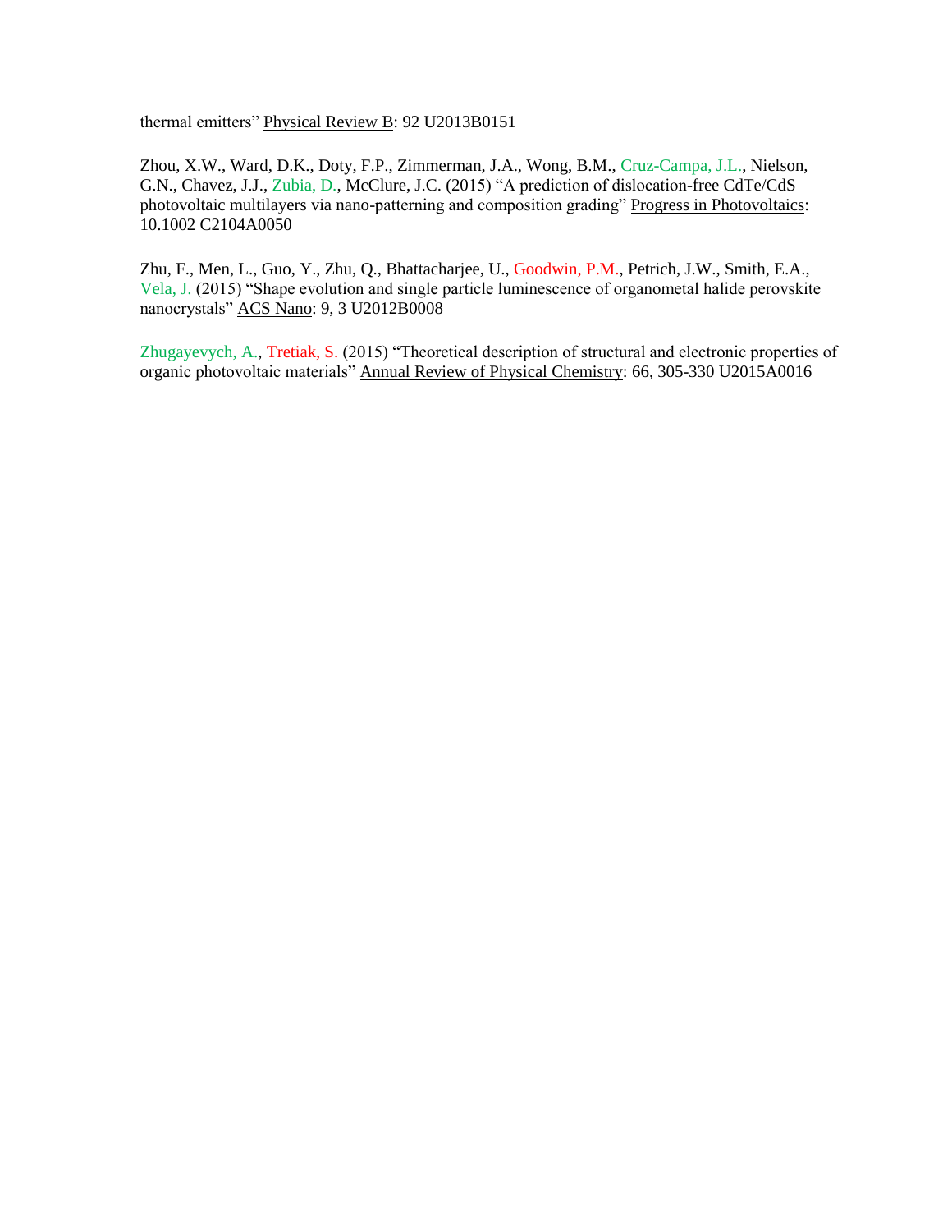thermal emitters" Physical Review B: 92 U2013B0151

Zhou, X.W., Ward, D.K., Doty, F.P., Zimmerman, J.A., Wong, B.M., Cruz-Campa, J.L., Nielson, G.N., Chavez, J.J., Zubia, D., McClure, J.C. (2015) "A prediction of dislocation-free CdTe/CdS photovoltaic multilayers via nano-patterning and composition grading" Progress in Photovoltaics: 10.1002 C2104A0050

Zhu, F., Men, L., Guo, Y., Zhu, Q., Bhattacharjee, U., Goodwin, P.M., Petrich, J.W., Smith, E.A., Vela, J. (2015) "Shape evolution and single particle luminescence of organometal halide perovskite nanocrystals" ACS Nano: 9, 3 U2012B0008

Zhugayevych, A., Tretiak, S. (2015) "Theoretical description of structural and electronic properties of organic photovoltaic materials" Annual Review of Physical Chemistry: 66, 305-330 U2015A0016